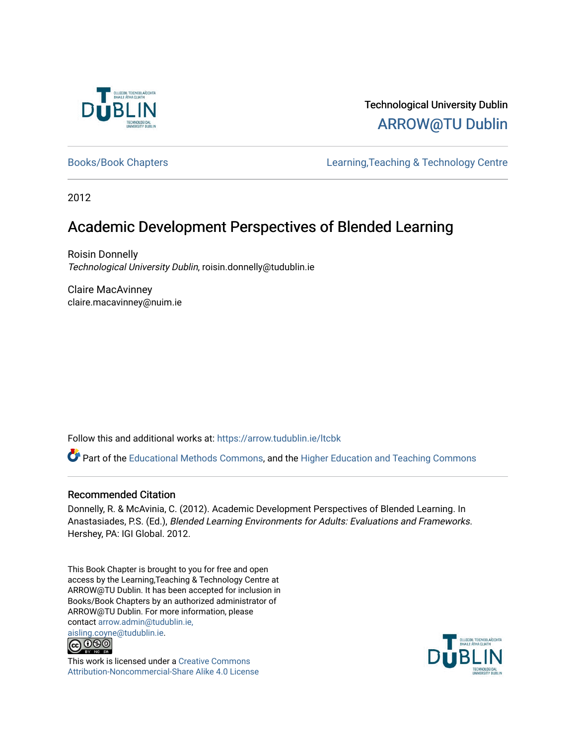Technological University Dublin

ARROW@TU Dublin

Books/Book Chapters

Learning,Teaching & Technology Centre

2012

# Academic Development Perspectives of Blended Learning

Roisin Donnelly
*Technological University Dublin*, roisin.donnelly@tudublin.ie

Claire MacAvinney
claire.macavinney@nuim.ie

Follow this and additional works at: https://arrow.tudublin.ie/ltcbk

Part of the Educational Methods Commons, and the Higher Education and Teaching Commons

## Recommended Citation

Donnelly, R. & McAvinia, C. (2012). Academic Development Perspectives of Blended Learning. In Anastasiades, P.S. (Ed.), *Blended Learning Environments for Adults: Evaluations and Frameworks*. Hershey, PA: IGI Global. 2012.

This Book Chapter is brought to you for free and open access by the Learning,Teaching & Technology Centre at ARROW@TU Dublin. It has been accepted for inclusion in Books/Book Chapters by an authorized administrator of ARROW@TU Dublin. For more information, please contact arrow.admin@tudublin.ie, aisling.coyne@tudublin.ie.

This work is licensed under a Creative Commons Attribution-Noncommercial-Share Alike 4.0 License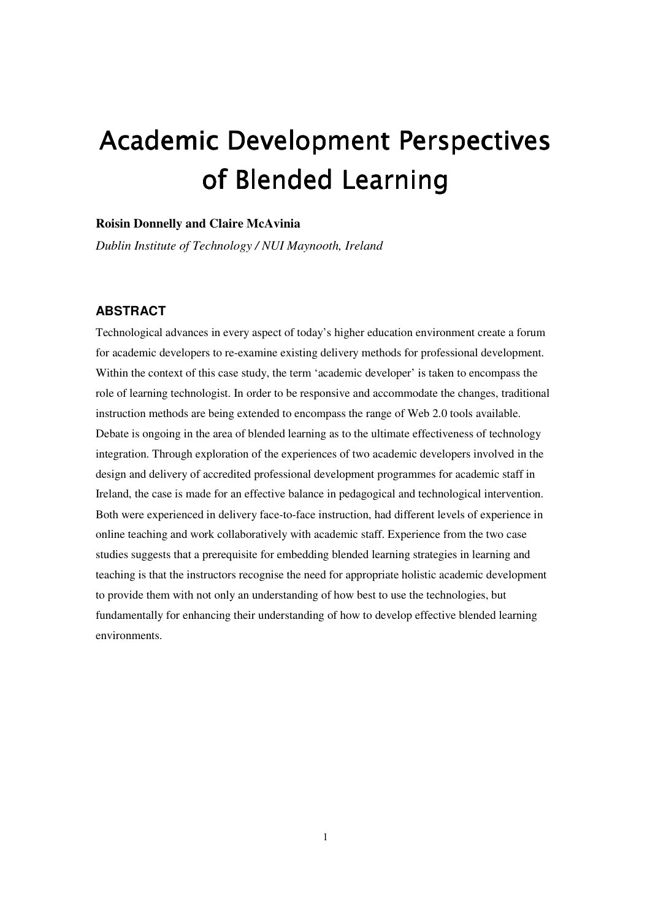# Academic Development Perspectives of Blended Learning

**Roisin Donnelly and Claire McAvinia**

*Dublin Institute of Technology / NUI Maynooth, Ireland*

## ABSTRACT

Technological advances in every aspect of today's higher education environment create a forum for academic developers to re-examine existing delivery methods for professional development. Within the context of this case study, the term 'academic developer' is taken to encompass the role of learning technologist. In order to be responsive and accommodate the changes, traditional instruction methods are being extended to encompass the range of Web 2.0 tools available. Debate is ongoing in the area of blended learning as to the ultimate effectiveness of technology integration. Through exploration of the experiences of two academic developers involved in the design and delivery of accredited professional development programmes for academic staff in Ireland, the case is made for an effective balance in pedagogical and technological intervention. Both were experienced in delivery face-to-face instruction, had different levels of experience in online teaching and work collaboratively with academic staff. Experience from the two case studies suggests that a prerequisite for embedding blended learning strategies in learning and teaching is that the instructors recognise the need for appropriate holistic academic development to provide them with not only an understanding of how best to use the technologies, but fundamentally for enhancing their understanding of how to develop effective blended learning environments.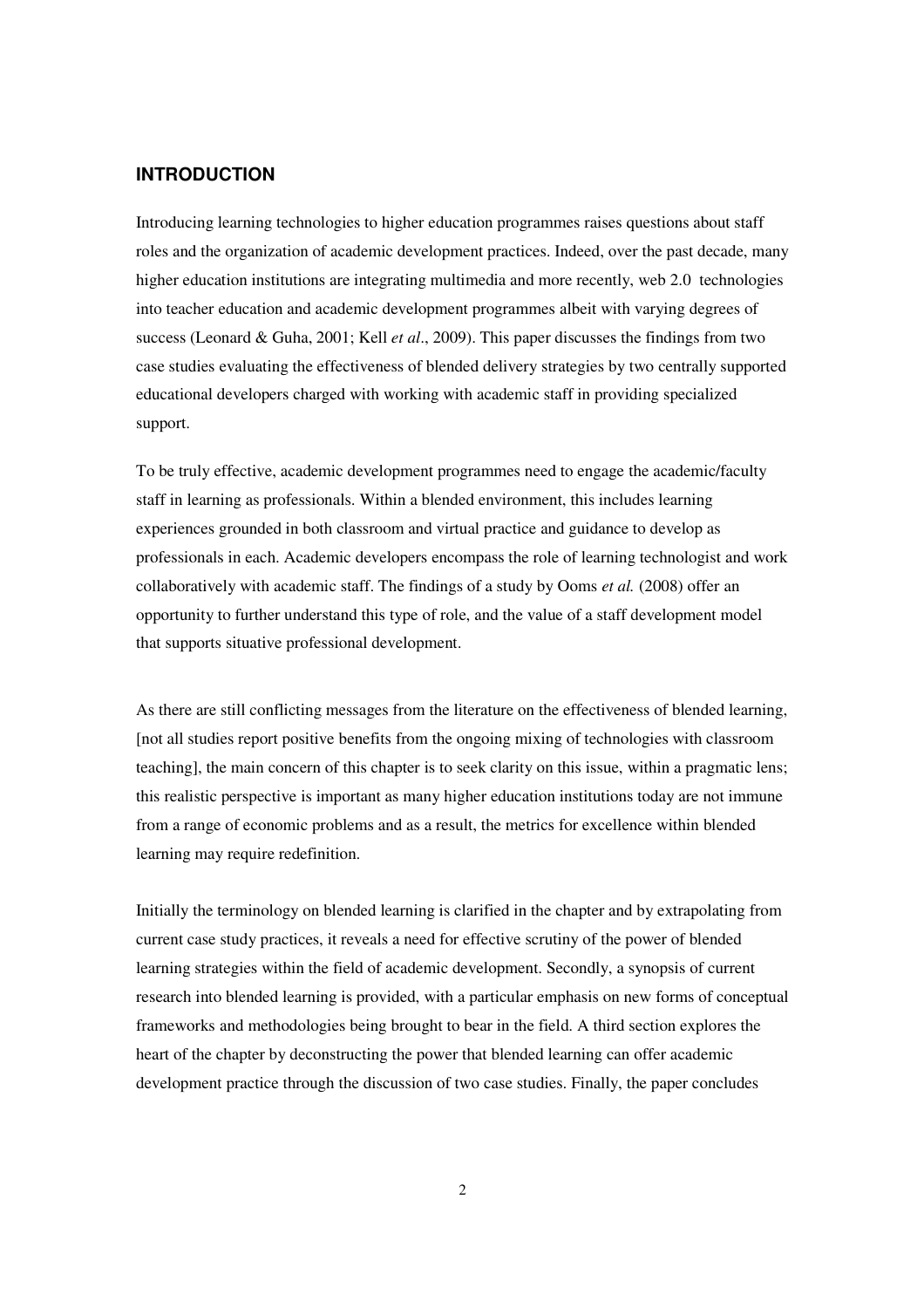## INTRODUCTION

Introducing learning technologies to higher education programmes raises questions about staff roles and the organization of academic development practices. Indeed, over the past decade, many higher education institutions are integrating multimedia and more recently, web 2.0 technologies into teacher education and academic development programmes albeit with varying degrees of success (Leonard & Guha, 2001; Kell *et al*., 2009). This paper discusses the findings from two case studies evaluating the effectiveness of blended delivery strategies by two centrally supported educational developers charged with working with academic staff in providing specialized support.

To be truly effective, academic development programmes need to engage the academic/faculty staff in learning as professionals. Within a blended environment, this includes learning experiences grounded in both classroom and virtual practice and guidance to develop as professionals in each. Academic developers encompass the role of learning technologist and work collaboratively with academic staff. The findings of a study by Ooms *et al.* (2008) offer an opportunity to further understand this type of role, and the value of a staff development model that supports situative professional development.

As there are still conflicting messages from the literature on the effectiveness of blended learning, [not all studies report positive benefits from the ongoing mixing of technologies with classroom teaching], the main concern of this chapter is to seek clarity on this issue, within a pragmatic lens; this realistic perspective is important as many higher education institutions today are not immune from a range of economic problems and as a result, the metrics for excellence within blended learning may require redefinition.

Initially the terminology on blended learning is clarified in the chapter and by extrapolating from current case study practices, it reveals a need for effective scrutiny of the power of blended learning strategies within the field of academic development. Secondly, a synopsis of current research into blended learning is provided, with a particular emphasis on new forms of conceptual frameworks and methodologies being brought to bear in the field. A third section explores the heart of the chapter by deconstructing the power that blended learning can offer academic development practice through the discussion of two case studies. Finally, the paper concludes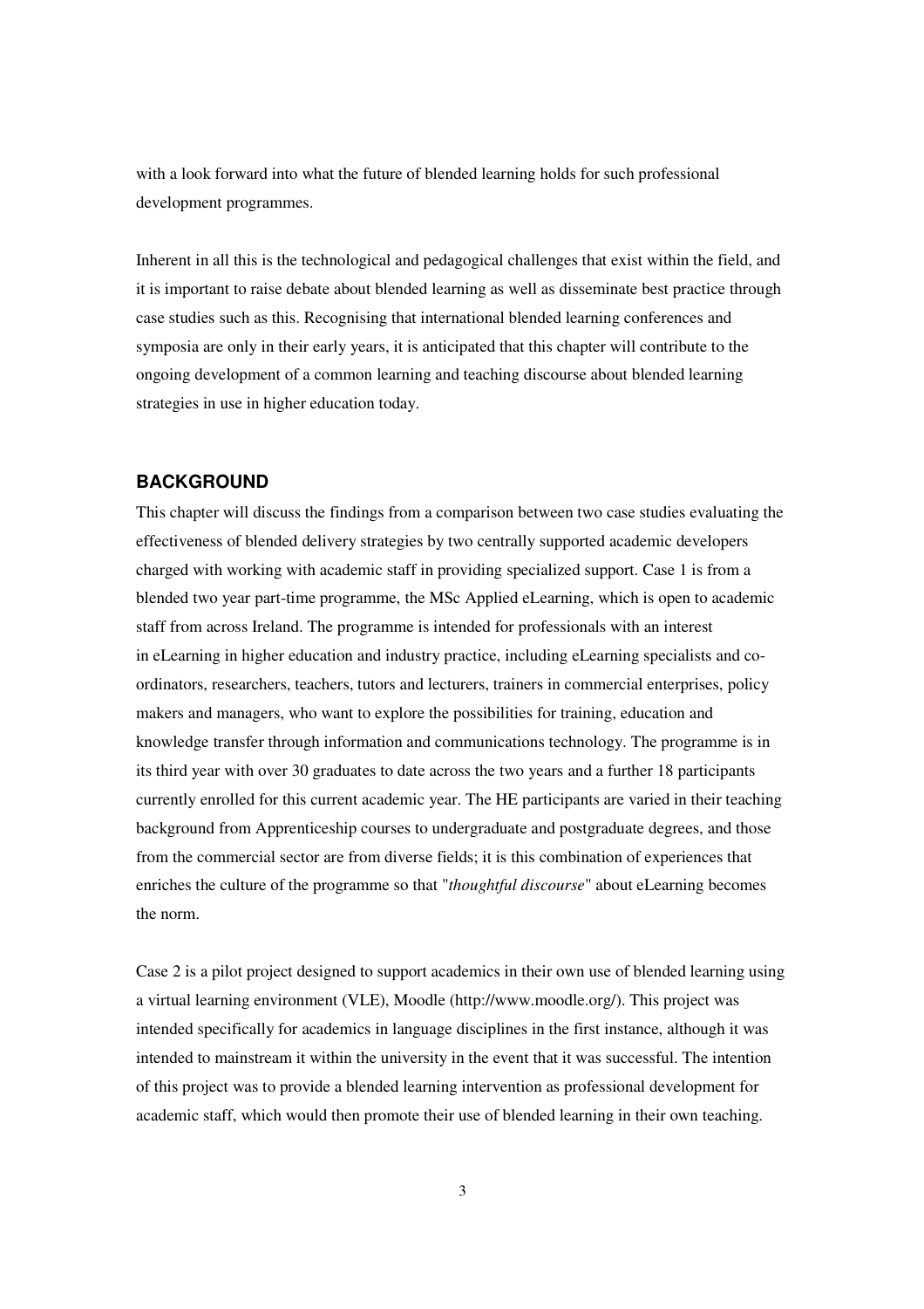with a look forward into what the future of blended learning holds for such professional development programmes.

Inherent in all this is the technological and pedagogical challenges that exist within the field, and it is important to raise debate about blended learning as well as disseminate best practice through case studies such as this. Recognising that international blended learning conferences and symposia are only in their early years, it is anticipated that this chapter will contribute to the ongoing development of a common learning and teaching discourse about blended learning strategies in use in higher education today.

## BACKGROUND

This chapter will discuss the findings from a comparison between two case studies evaluating the effectiveness of blended delivery strategies by two centrally supported academic developers charged with working with academic staff in providing specialized support. Case 1 is from a blended two year part-time programme, the MSc Applied eLearning, which is open to academic staff from across Ireland. The programme is intended for professionals with an interest in eLearning in higher education and industry practice, including eLearning specialists and co-ordinators, researchers, teachers, tutors and lecturers, trainers in commercial enterprises, policy makers and managers, who want to explore the possibilities for training, education and knowledge transfer through information and communications technology. The programme is in its third year with over 30 graduates to date across the two years and a further 18 participants currently enrolled for this current academic year. The HE participants are varied in their teaching background from Apprenticeship courses to undergraduate and postgraduate degrees, and those from the commercial sector are from diverse fields; it is this combination of experiences that enriches the culture of the programme so that "*thoughtful discourse*" about eLearning becomes the norm.

Case 2 is a pilot project designed to support academics in their own use of blended learning using a virtual learning environment (VLE), Moodle (http://www.moodle.org/). This project was intended specifically for academics in language disciplines in the first instance, although it was intended to mainstream it within the university in the event that it was successful. The intention of this project was to provide a blended learning intervention as professional development for academic staff, which would then promote their use of blended learning in their own teaching.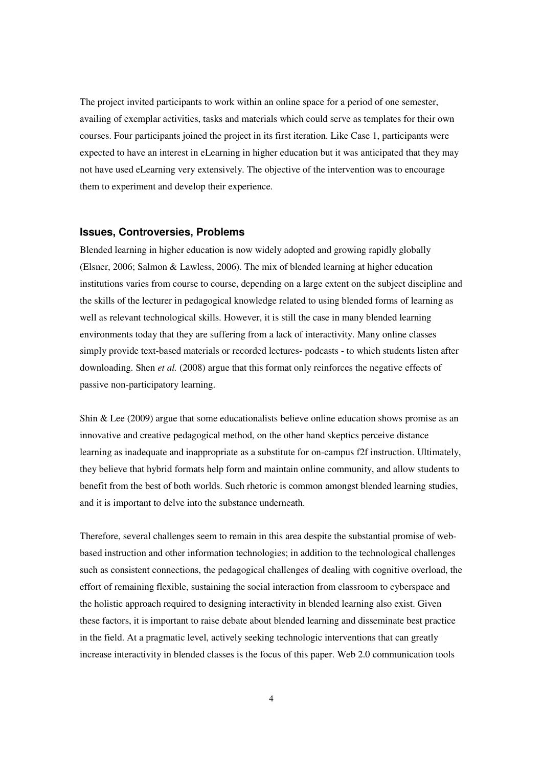The project invited participants to work within an online space for a period of one semester, availing of exemplar activities, tasks and materials which could serve as templates for their own courses. Four participants joined the project in its first iteration. Like Case 1, participants were expected to have an interest in eLearning in higher education but it was anticipated that they may not have used eLearning very extensively. The objective of the intervention was to encourage them to experiment and develop their experience.

### Issues, Controversies, Problems

Blended learning in higher education is now widely adopted and growing rapidly globally (Elsner, 2006; Salmon & Lawless, 2006). The mix of blended learning at higher education institutions varies from course to course, depending on a large extent on the subject discipline and the skills of the lecturer in pedagogical knowledge related to using blended forms of learning as well as relevant technological skills. However, it is still the case in many blended learning environments today that they are suffering from a lack of interactivity. Many online classes simply provide text-based materials or recorded lectures- podcasts - to which students listen after downloading. Shen *et al.* (2008) argue that this format only reinforces the negative effects of passive non-participatory learning.

Shin & Lee (2009) argue that some educationalists believe online education shows promise as an innovative and creative pedagogical method, on the other hand skeptics perceive distance learning as inadequate and inappropriate as a substitute for on-campus f2f instruction. Ultimately, they believe that hybrid formats help form and maintain online community, and allow students to benefit from the best of both worlds. Such rhetoric is common amongst blended learning studies, and it is important to delve into the substance underneath.

Therefore, several challenges seem to remain in this area despite the substantial promise of web-based instruction and other information technologies; in addition to the technological challenges such as consistent connections, the pedagogical challenges of dealing with cognitive overload, the effort of remaining flexible, sustaining the social interaction from classroom to cyberspace and the holistic approach required to designing interactivity in blended learning also exist. Given these factors, it is important to raise debate about blended learning and disseminate best practice in the field. At a pragmatic level, actively seeking technologic interventions that can greatly increase interactivity in blended classes is the focus of this paper. Web 2.0 communication tools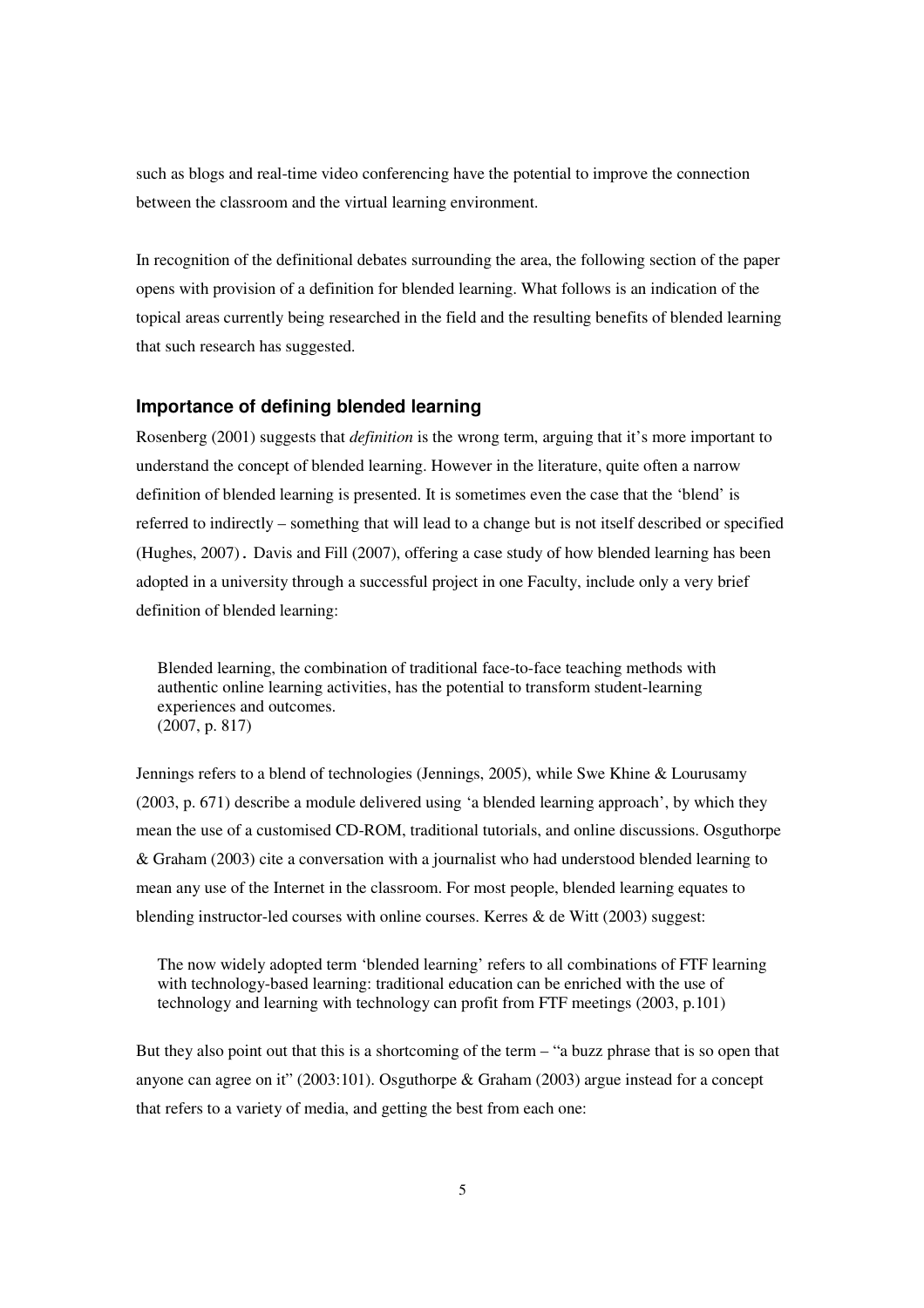such as blogs and real-time video conferencing have the potential to improve the connection between the classroom and the virtual learning environment.

In recognition of the definitional debates surrounding the area, the following section of the paper opens with provision of a definition for blended learning. What follows is an indication of the topical areas currently being researched in the field and the resulting benefits of blended learning that such research has suggested.

### Importance of defining blended learning

Rosenberg (2001) suggests that *definition* is the wrong term, arguing that it's more important to understand the concept of blended learning. However in the literature, quite often a narrow definition of blended learning is presented. It is sometimes even the case that the 'blend' is referred to indirectly – something that will lead to a change but is not itself described or specified (Hughes, 2007). Davis and Fill (2007), offering a case study of how blended learning has been adopted in a university through a successful project in one Faculty, include only a very brief definition of blended learning:

> Blended learning, the combination of traditional face-to-face teaching methods with authentic online learning activities, has the potential to transform student-learning experiences and outcomes.
> (2007, p. 817)

Jennings refers to a blend of technologies (Jennings, 2005), while Swe Khine & Lourusamy (2003, p. 671) describe a module delivered using 'a blended learning approach', by which they mean the use of a customised CD-ROM, traditional tutorials, and online discussions. Osguthorpe & Graham (2003) cite a conversation with a journalist who had understood blended learning to mean any use of the Internet in the classroom. For most people, blended learning equates to blending instructor-led courses with online courses. Kerres & de Witt (2003) suggest:

> The now widely adopted term 'blended learning' refers to all combinations of FTF learning with technology-based learning: traditional education can be enriched with the use of technology and learning with technology can profit from FTF meetings (2003, p.101)

But they also point out that this is a shortcoming of the term – "a buzz phrase that is so open that anyone can agree on it" (2003:101). Osguthorpe & Graham (2003) argue instead for a concept that refers to a variety of media, and getting the best from each one: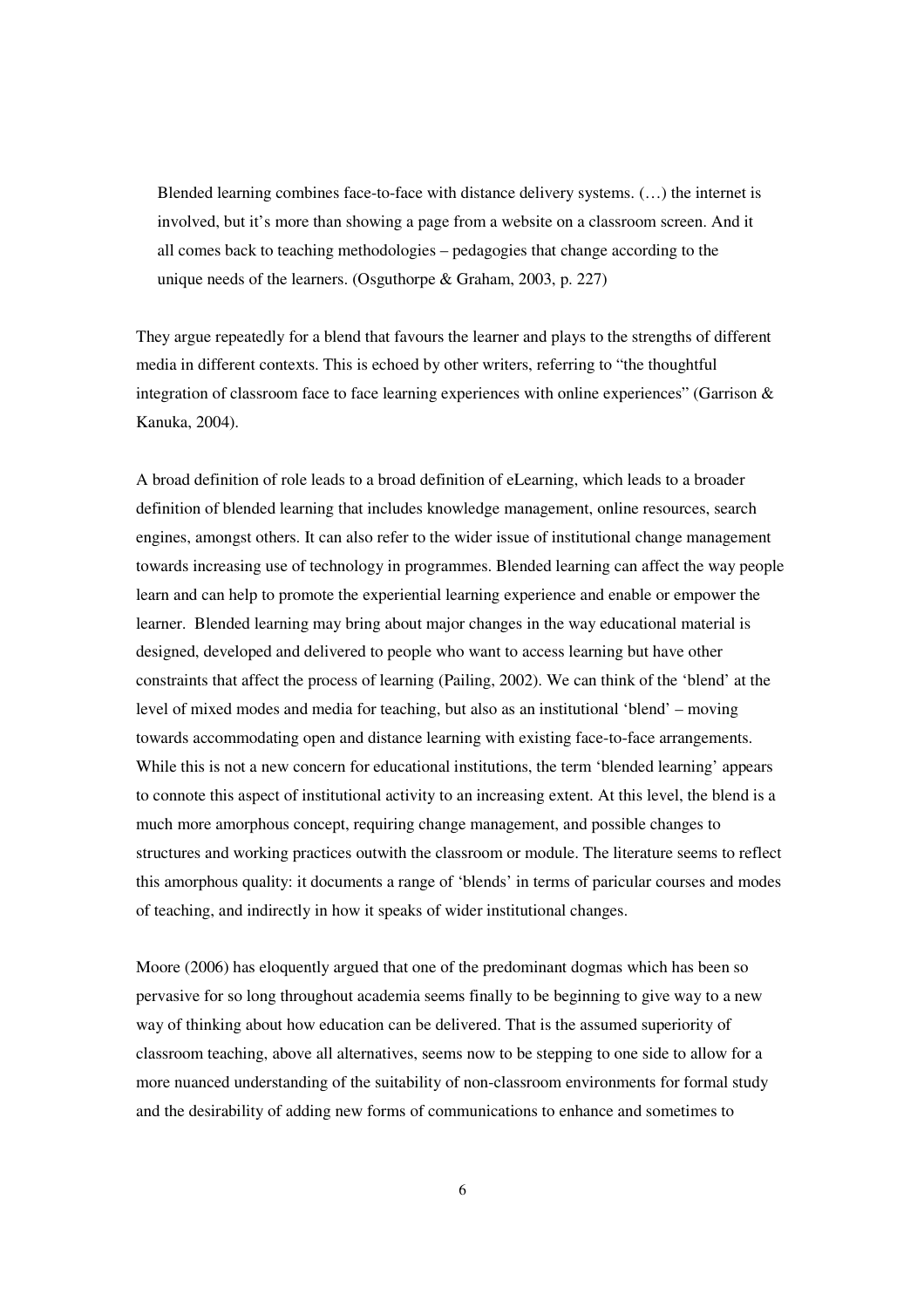> Blended learning combines face-to-face with distance delivery systems. (…) the internet is involved, but it's more than showing a page from a website on a classroom screen. And it all comes back to teaching methodologies – pedagogies that change according to the unique needs of the learners. (Osguthorpe & Graham, 2003, p. 227)

They argue repeatedly for a blend that favours the learner and plays to the strengths of different media in different contexts. This is echoed by other writers, referring to "the thoughtful integration of classroom face to face learning experiences with online experiences" (Garrison & Kanuka, 2004).

A broad definition of role leads to a broad definition of eLearning, which leads to a broader definition of blended learning that includes knowledge management, online resources, search engines, amongst others. It can also refer to the wider issue of institutional change management towards increasing use of technology in programmes. Blended learning can affect the way people learn and can help to promote the experiential learning experience and enable or empower the learner. Blended learning may bring about major changes in the way educational material is designed, developed and delivered to people who want to access learning but have other constraints that affect the process of learning (Pailing, 2002). We can think of the 'blend' at the level of mixed modes and media for teaching, but also as an institutional 'blend' – moving towards accommodating open and distance learning with existing face-to-face arrangements. While this is not a new concern for educational institutions, the term 'blended learning' appears to connote this aspect of institutional activity to an increasing extent. At this level, the blend is a much more amorphous concept, requiring change management, and possible changes to structures and working practices outwith the classroom or module. The literature seems to reflect this amorphous quality: it documents a range of 'blends' in terms of paricular courses and modes of teaching, and indirectly in how it speaks of wider institutional changes.

Moore (2006) has eloquently argued that one of the predominant dogmas which has been so pervasive for so long throughout academia seems finally to be beginning to give way to a new way of thinking about how education can be delivered. That is the assumed superiority of classroom teaching, above all alternatives, seems now to be stepping to one side to allow for a more nuanced understanding of the suitability of non-classroom environments for formal study and the desirability of adding new forms of communications to enhance and sometimes to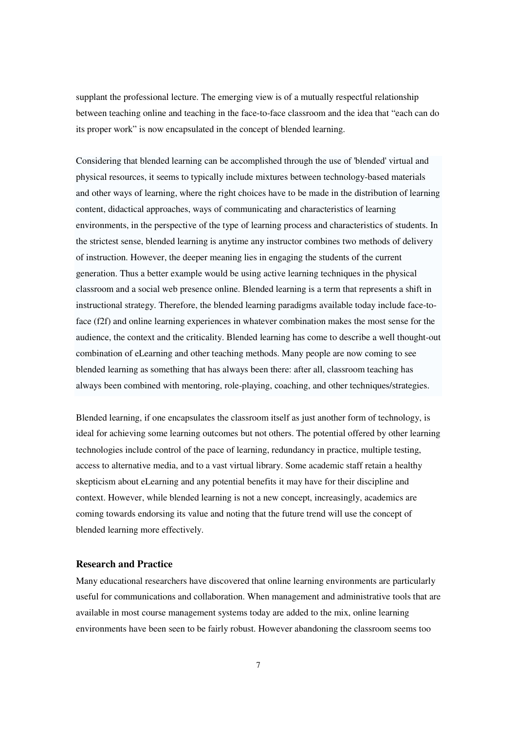supplant the professional lecture. The emerging view is of a mutually respectful relationship between teaching online and teaching in the face-to-face classroom and the idea that "each can do its proper work" is now encapsulated in the concept of blended learning.

Considering that blended learning can be accomplished through the use of 'blended' virtual and physical resources, it seems to typically include mixtures between technology-based materials and other ways of learning, where the right choices have to be made in the distribution of learning content, didactical approaches, ways of communicating and characteristics of learning environments, in the perspective of the type of learning process and characteristics of students. In the strictest sense, blended learning is anytime any instructor combines two methods of delivery of instruction. However, the deeper meaning lies in engaging the students of the current generation. Thus a better example would be using active learning techniques in the physical classroom and a social web presence online. Blended learning is a term that represents a shift in instructional strategy. Therefore, the blended learning paradigms available today include face-to-face (f2f) and online learning experiences in whatever combination makes the most sense for the audience, the context and the criticality. Blended learning has come to describe a well thought-out combination of eLearning and other teaching methods. Many people are now coming to see blended learning as something that has always been there: after all, classroom teaching has always been combined with mentoring, role-playing, coaching, and other techniques/strategies.

Blended learning, if one encapsulates the classroom itself as just another form of technology, is ideal for achieving some learning outcomes but not others. The potential offered by other learning technologies include control of the pace of learning, redundancy in practice, multiple testing, access to alternative media, and to a vast virtual library. Some academic staff retain a healthy skepticism about eLearning and any potential benefits it may have for their discipline and context. However, while blended learning is not a new concept, increasingly, academics are coming towards endorsing its value and noting that the future trend will use the concept of blended learning more effectively.

### Research and Practice

Many educational researchers have discovered that online learning environments are particularly useful for communications and collaboration. When management and administrative tools that are available in most course management systems today are added to the mix, online learning environments have been seen to be fairly robust. However abandoning the classroom seems too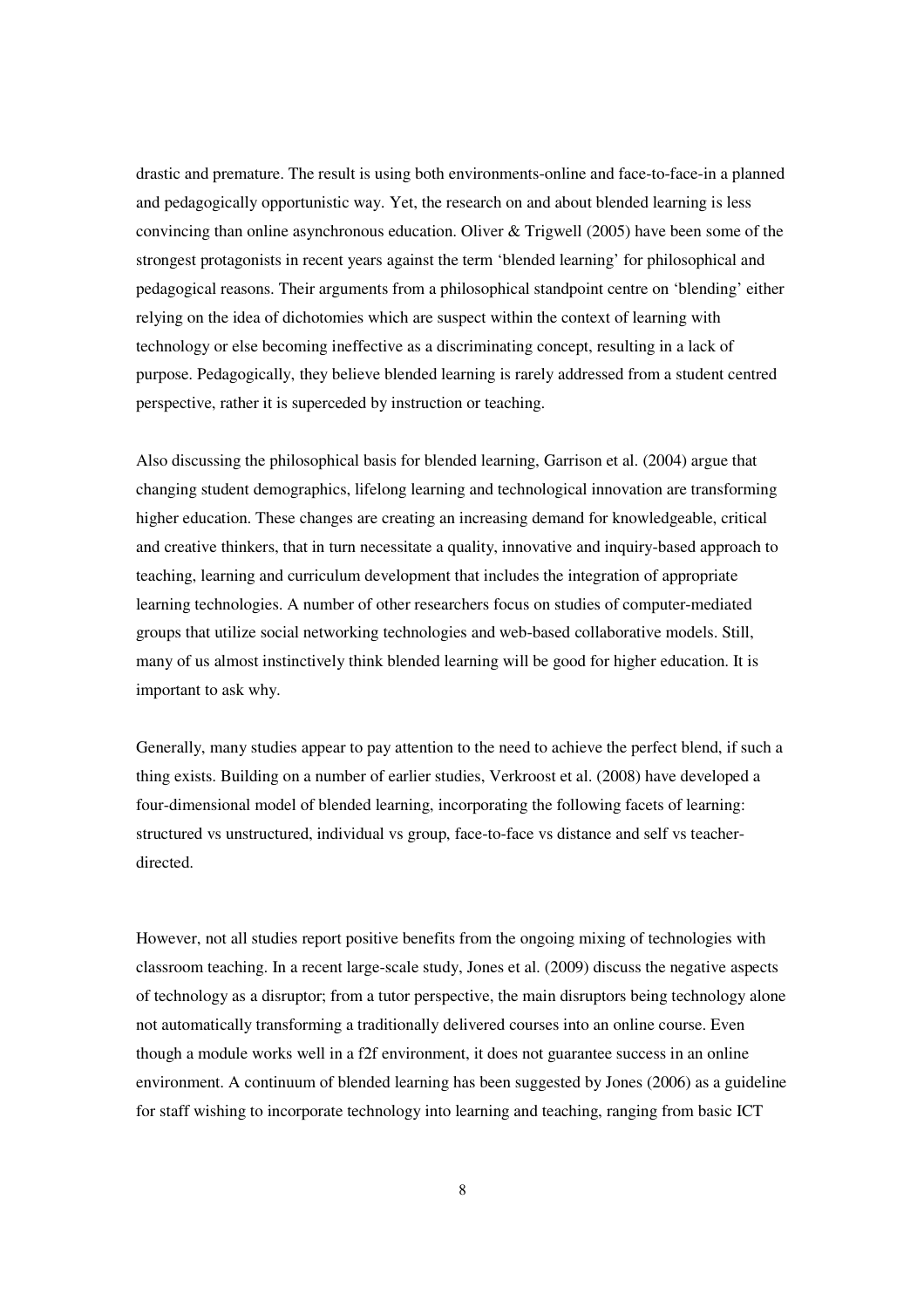drastic and premature. The result is using both environments-online and face-to-face-in a planned and pedagogically opportunistic way. Yet, the research on and about blended learning is less convincing than online asynchronous education. Oliver & Trigwell (2005) have been some of the strongest protagonists in recent years against the term 'blended learning' for philosophical and pedagogical reasons. Their arguments from a philosophical standpoint centre on 'blending' either relying on the idea of dichotomies which are suspect within the context of learning with technology or else becoming ineffective as a discriminating concept, resulting in a lack of purpose. Pedagogically, they believe blended learning is rarely addressed from a student centred perspective, rather it is superceded by instruction or teaching.

Also discussing the philosophical basis for blended learning, Garrison et al. (2004) argue that changing student demographics, lifelong learning and technological innovation are transforming higher education. These changes are creating an increasing demand for knowledgeable, critical and creative thinkers, that in turn necessitate a quality, innovative and inquiry-based approach to teaching, learning and curriculum development that includes the integration of appropriate learning technologies. A number of other researchers focus on studies of computer-mediated groups that utilize social networking technologies and web-based collaborative models. Still, many of us almost instinctively think blended learning will be good for higher education. It is important to ask why.

Generally, many studies appear to pay attention to the need to achieve the perfect blend, if such a thing exists. Building on a number of earlier studies, Verkroost et al. (2008) have developed a four-dimensional model of blended learning, incorporating the following facets of learning: structured vs unstructured, individual vs group, face-to-face vs distance and self vs teacher-directed.

However, not all studies report positive benefits from the ongoing mixing of technologies with classroom teaching. In a recent large-scale study, Jones et al. (2009) discuss the negative aspects of technology as a disruptor; from a tutor perspective, the main disruptors being technology alone not automatically transforming a traditionally delivered courses into an online course. Even though a module works well in a f2f environment, it does not guarantee success in an online environment. A continuum of blended learning has been suggested by Jones (2006) as a guideline for staff wishing to incorporate technology into learning and teaching, ranging from basic ICT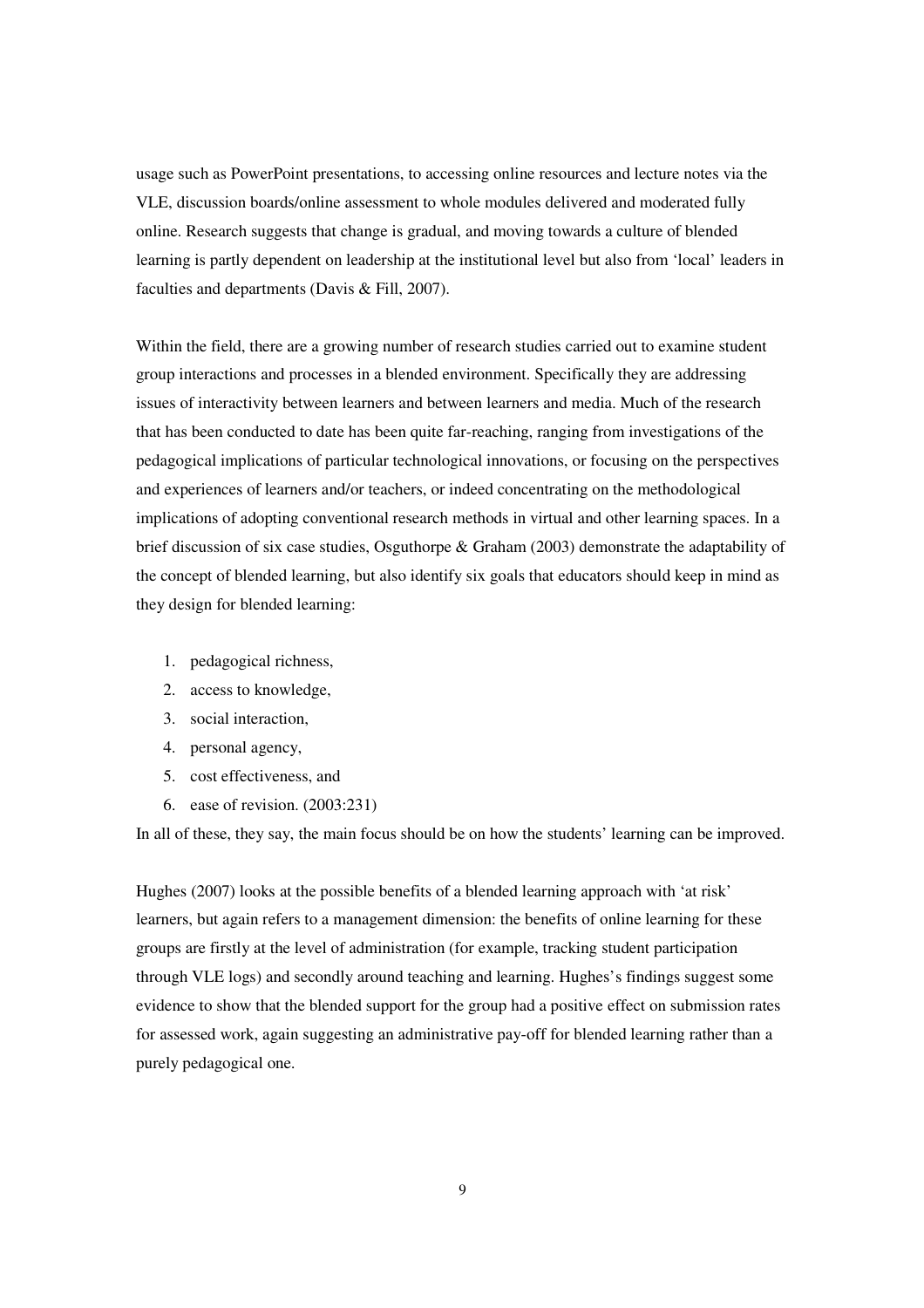usage such as PowerPoint presentations, to accessing online resources and lecture notes via the VLE, discussion boards/online assessment to whole modules delivered and moderated fully online. Research suggests that change is gradual, and moving towards a culture of blended learning is partly dependent on leadership at the institutional level but also from 'local' leaders in faculties and departments (Davis & Fill, 2007).

Within the field, there are a growing number of research studies carried out to examine student group interactions and processes in a blended environment. Specifically they are addressing issues of interactivity between learners and between learners and media. Much of the research that has been conducted to date has been quite far-reaching, ranging from investigations of the pedagogical implications of particular technological innovations, or focusing on the perspectives and experiences of learners and/or teachers, or indeed concentrating on the methodological implications of adopting conventional research methods in virtual and other learning spaces. In a brief discussion of six case studies, Osguthorpe & Graham (2003) demonstrate the adaptability of the concept of blended learning, but also identify six goals that educators should keep in mind as they design for blended learning:

1. pedagogical richness,
2. access to knowledge,
3. social interaction,
4. personal agency,
5. cost effectiveness, and
6. ease of revision. (2003:231)

In all of these, they say, the main focus should be on how the students' learning can be improved.

Hughes (2007) looks at the possible benefits of a blended learning approach with 'at risk' learners, but again refers to a management dimension: the benefits of online learning for these groups are firstly at the level of administration (for example, tracking student participation through VLE logs) and secondly around teaching and learning. Hughes's findings suggest some evidence to show that the blended support for the group had a positive effect on submission rates for assessed work, again suggesting an administrative pay-off for blended learning rather than a purely pedagogical one.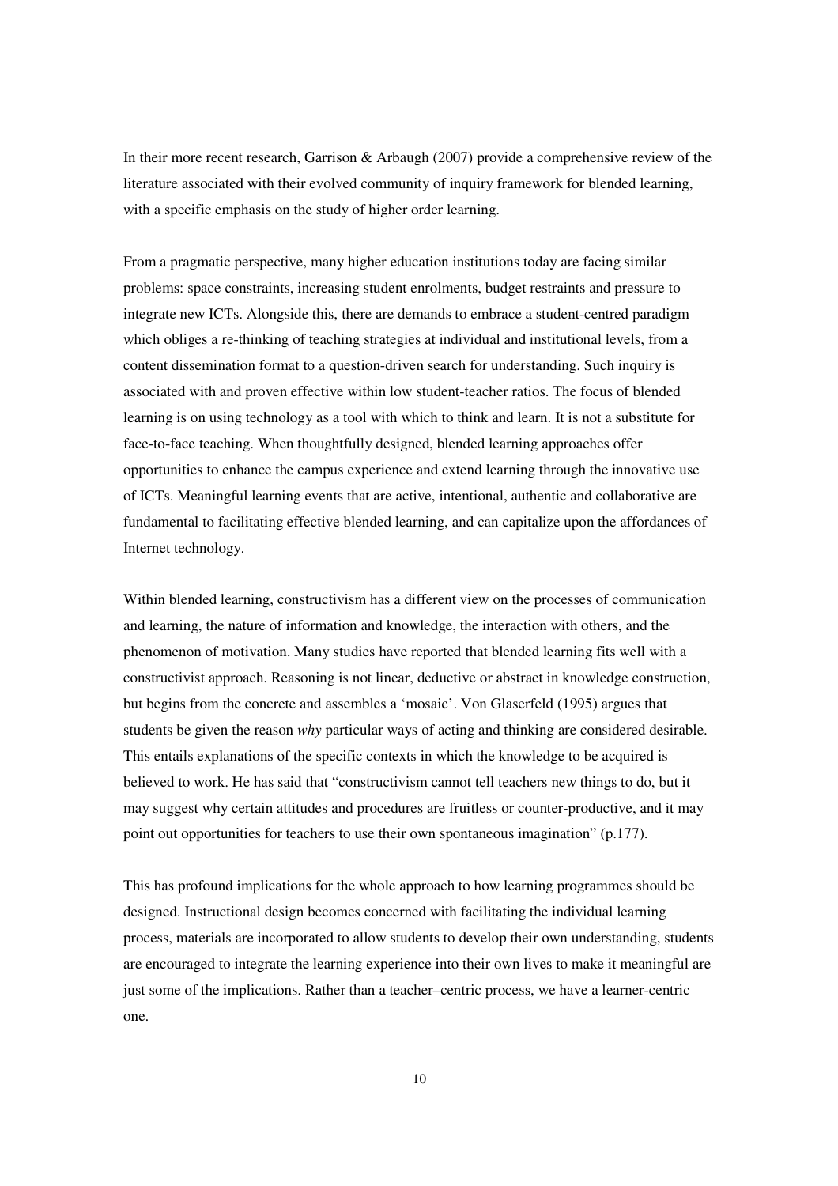In their more recent research, Garrison & Arbaugh (2007) provide a comprehensive review of the literature associated with their evolved community of inquiry framework for blended learning, with a specific emphasis on the study of higher order learning.

From a pragmatic perspective, many higher education institutions today are facing similar problems: space constraints, increasing student enrolments, budget restraints and pressure to integrate new ICTs. Alongside this, there are demands to embrace a student-centred paradigm which obliges a re-thinking of teaching strategies at individual and institutional levels, from a content dissemination format to a question-driven search for understanding. Such inquiry is associated with and proven effective within low student-teacher ratios. The focus of blended learning is on using technology as a tool with which to think and learn. It is not a substitute for face-to-face teaching. When thoughtfully designed, blended learning approaches offer opportunities to enhance the campus experience and extend learning through the innovative use of ICTs. Meaningful learning events that are active, intentional, authentic and collaborative are fundamental to facilitating effective blended learning, and can capitalize upon the affordances of Internet technology.

Within blended learning, constructivism has a different view on the processes of communication and learning, the nature of information and knowledge, the interaction with others, and the phenomenon of motivation. Many studies have reported that blended learning fits well with a constructivist approach. Reasoning is not linear, deductive or abstract in knowledge construction, but begins from the concrete and assembles a 'mosaic'. Von Glaserfeld (1995) argues that students be given the reason *why* particular ways of acting and thinking are considered desirable. This entails explanations of the specific contexts in which the knowledge to be acquired is believed to work. He has said that "constructivism cannot tell teachers new things to do, but it may suggest why certain attitudes and procedures are fruitless or counter-productive, and it may point out opportunities for teachers to use their own spontaneous imagination" (p.177).

This has profound implications for the whole approach to how learning programmes should be designed. Instructional design becomes concerned with facilitating the individual learning process, materials are incorporated to allow students to develop their own understanding, students are encouraged to integrate the learning experience into their own lives to make it meaningful are just some of the implications. Rather than a teacher–centric process, we have a learner-centric one.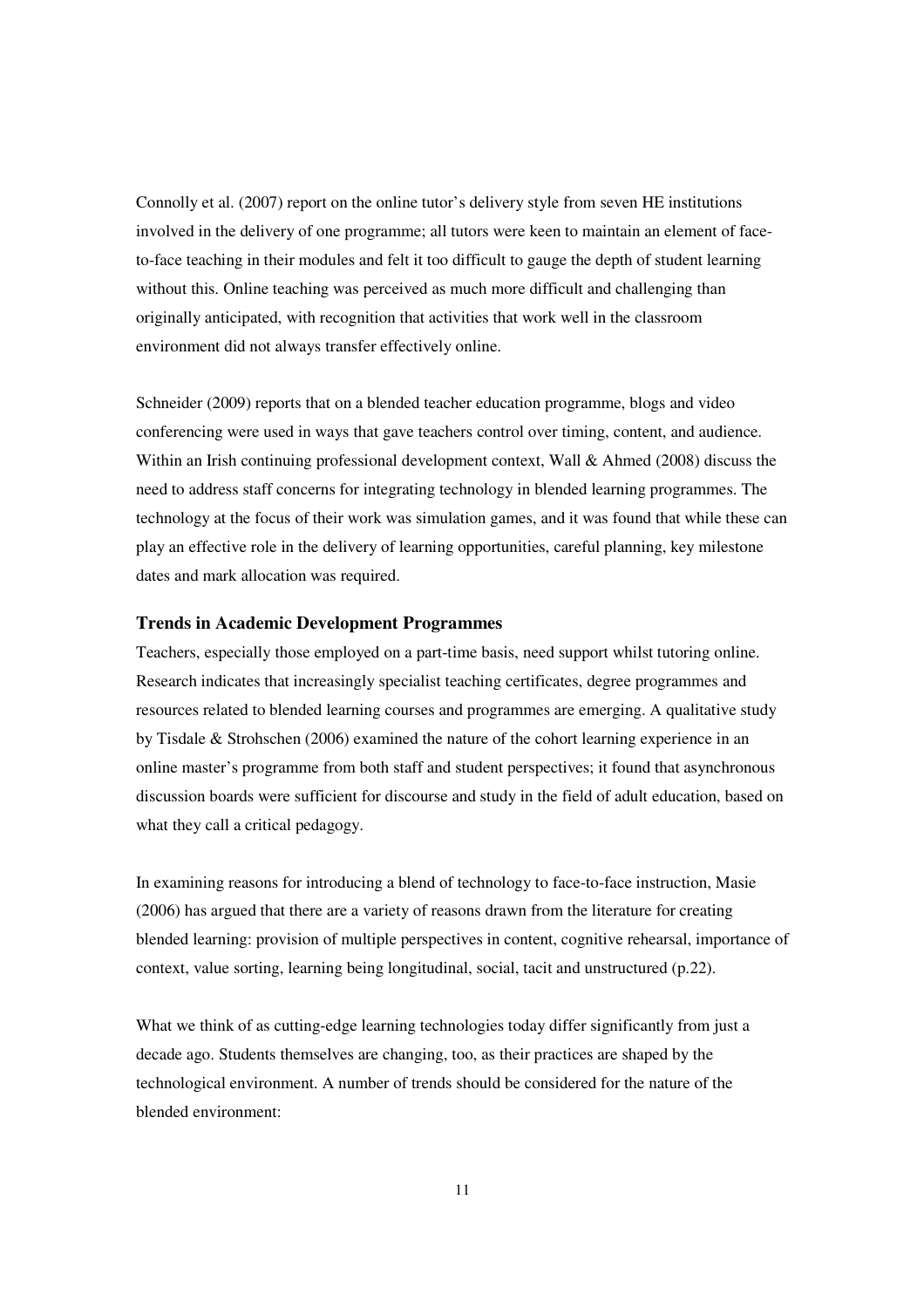Connolly et al. (2007) report on the online tutor's delivery style from seven HE institutions involved in the delivery of one programme; all tutors were keen to maintain an element of face-to-face teaching in their modules and felt it too difficult to gauge the depth of student learning without this. Online teaching was perceived as much more difficult and challenging than originally anticipated, with recognition that activities that work well in the classroom environment did not always transfer effectively online.

Schneider (2009) reports that on a blended teacher education programme, blogs and video conferencing were used in ways that gave teachers control over timing, content, and audience. Within an Irish continuing professional development context, Wall & Ahmed (2008) discuss the need to address staff concerns for integrating technology in blended learning programmes. The technology at the focus of their work was simulation games, and it was found that while these can play an effective role in the delivery of learning opportunities, careful planning, key milestone dates and mark allocation was required.

### Trends in Academic Development Programmes

Teachers, especially those employed on a part-time basis, need support whilst tutoring online. Research indicates that increasingly specialist teaching certificates, degree programmes and resources related to blended learning courses and programmes are emerging. A qualitative study by Tisdale & Strohschen (2006) examined the nature of the cohort learning experience in an online master's programme from both staff and student perspectives; it found that asynchronous discussion boards were sufficient for discourse and study in the field of adult education, based on what they call a critical pedagogy.

In examining reasons for introducing a blend of technology to face-to-face instruction, Masie (2006) has argued that there are a variety of reasons drawn from the literature for creating blended learning: provision of multiple perspectives in content, cognitive rehearsal, importance of context, value sorting, learning being longitudinal, social, tacit and unstructured (p.22).

What we think of as cutting-edge learning technologies today differ significantly from just a decade ago. Students themselves are changing, too, as their practices are shaped by the technological environment. A number of trends should be considered for the nature of the blended environment: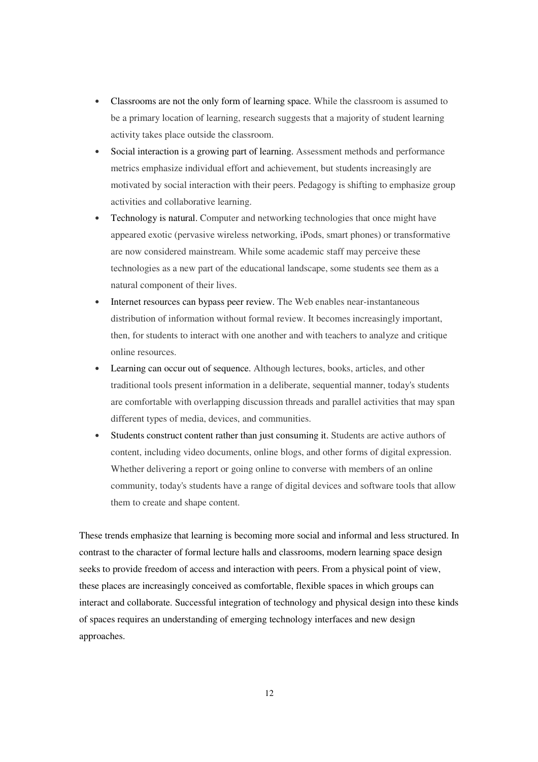- Classrooms are not the only form of learning space. While the classroom is assumed to be a primary location of learning, research suggests that a majority of student learning activity takes place outside the classroom.
- Social interaction is a growing part of learning. Assessment methods and performance metrics emphasize individual effort and achievement, but students increasingly are motivated by social interaction with their peers. Pedagogy is shifting to emphasize group activities and collaborative learning.
- Technology is natural. Computer and networking technologies that once might have appeared exotic (pervasive wireless networking, iPods, smart phones) or transformative are now considered mainstream. While some academic staff may perceive these technologies as a new part of the educational landscape, some students see them as a natural component of their lives.
- Internet resources can bypass peer review. The Web enables near-instantaneous distribution of information without formal review. It becomes increasingly important, then, for students to interact with one another and with teachers to analyze and critique online resources.
- Learning can occur out of sequence. Although lectures, books, articles, and other traditional tools present information in a deliberate, sequential manner, today's students are comfortable with overlapping discussion threads and parallel activities that may span different types of media, devices, and communities.
- Students construct content rather than just consuming it. Students are active authors of content, including video documents, online blogs, and other forms of digital expression. Whether delivering a report or going online to converse with members of an online community, today's students have a range of digital devices and software tools that allow them to create and shape content.

These trends emphasize that learning is becoming more social and informal and less structured. In contrast to the character of formal lecture halls and classrooms, modern learning space design seeks to provide freedom of access and interaction with peers. From a physical point of view, these places are increasingly conceived as comfortable, flexible spaces in which groups can interact and collaborate. Successful integration of technology and physical design into these kinds of spaces requires an understanding of emerging technology interfaces and new design approaches.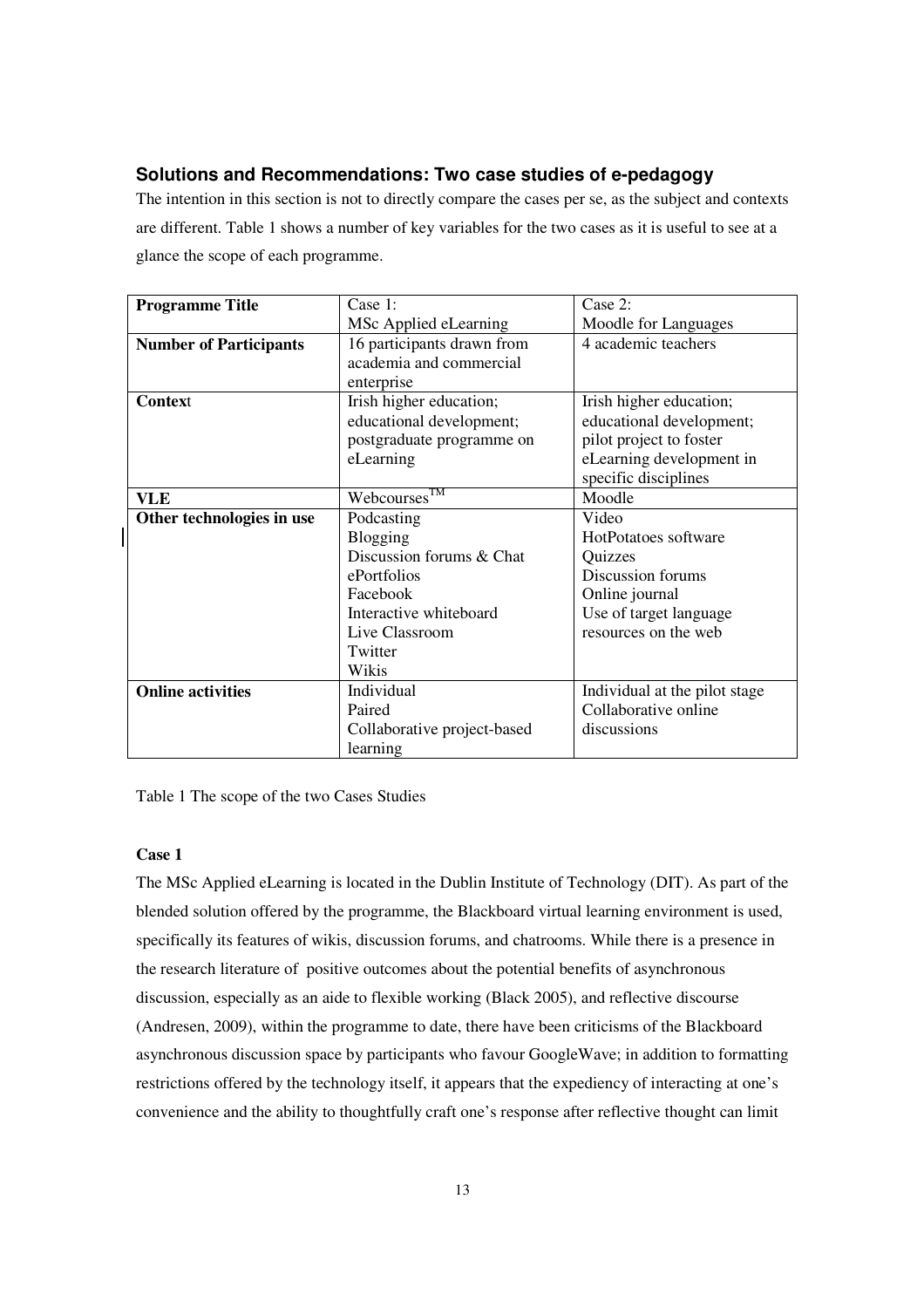### Solutions and Recommendations: Two case studies of e-pedagogy

The intention in this section is not to directly compare the cases per se, as the subject and contexts are different. Table 1 shows a number of key variables for the two cases as it is useful to see at a glance the scope of each programme.

| **Programme Title** | Case 1: MSc Applied eLearning | Case 2: Moodle for Languages |
|---|---|---|
| **Number of Participants** | 16 participants drawn from academia and commercial enterprise | 4 academic teachers |
| **Context** | Irish higher education; educational development; postgraduate programme on eLearning | Irish higher education; educational development; pilot project to foster eLearning development in specific disciplines |
| **VLE** | Webcourses™ | Moodle |
| **Other technologies in use** | Podcasting<br>Blogging<br>Discussion forums & Chat<br>ePortfolios<br>Facebook<br>Interactive whiteboard<br>Live Classroom<br>Twitter<br>Wikis | Video<br>HotPotatoes software<br>Quizzes<br>Discussion forums<br>Online journal<br>Use of target language resources on the web |
| **Online activities** | Individual<br>Paired<br>Collaborative project-based learning | Individual at the pilot stage<br>Collaborative online discussions |

Table 1 The scope of the two Cases Studies

**Case 1**

The MSc Applied eLearning is located in the Dublin Institute of Technology (DIT). As part of the blended solution offered by the programme, the Blackboard virtual learning environment is used, specifically its features of wikis, discussion forums, and chatrooms. While there is a presence in the research literature of positive outcomes about the potential benefits of asynchronous discussion, especially as an aide to flexible working (Black 2005), and reflective discourse (Andresen, 2009), within the programme to date, there have been criticisms of the Blackboard asynchronous discussion space by participants who favour GoogleWave; in addition to formatting restrictions offered by the technology itself, it appears that the expediency of interacting at one's convenience and the ability to thoughtfully craft one's response after reflective thought can limit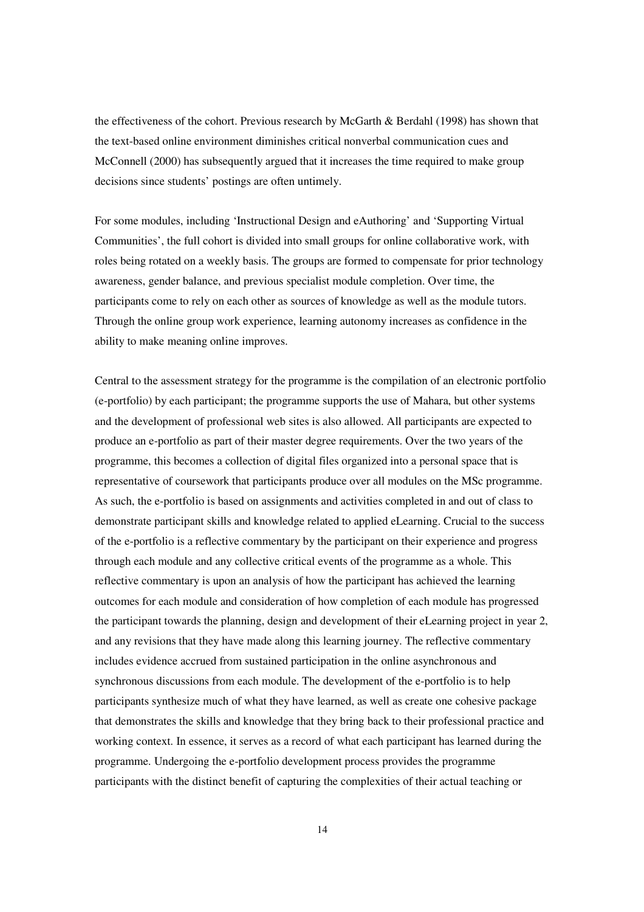the effectiveness of the cohort. Previous research by McGarth & Berdahl (1998) has shown that the text-based online environment diminishes critical nonverbal communication cues and McConnell (2000) has subsequently argued that it increases the time required to make group decisions since students' postings are often untimely.

For some modules, including 'Instructional Design and eAuthoring' and 'Supporting Virtual Communities', the full cohort is divided into small groups for online collaborative work, with roles being rotated on a weekly basis. The groups are formed to compensate for prior technology awareness, gender balance, and previous specialist module completion. Over time, the participants come to rely on each other as sources of knowledge as well as the module tutors. Through the online group work experience, learning autonomy increases as confidence in the ability to make meaning online improves.

Central to the assessment strategy for the programme is the compilation of an electronic portfolio (e-portfolio) by each participant; the programme supports the use of Mahara, but other systems and the development of professional web sites is also allowed. All participants are expected to produce an e-portfolio as part of their master degree requirements. Over the two years of the programme, this becomes a collection of digital files organized into a personal space that is representative of coursework that participants produce over all modules on the MSc programme. As such, the e-portfolio is based on assignments and activities completed in and out of class to demonstrate participant skills and knowledge related to applied eLearning. Crucial to the success of the e-portfolio is a reflective commentary by the participant on their experience and progress through each module and any collective critical events of the programme as a whole. This reflective commentary is upon an analysis of how the participant has achieved the learning outcomes for each module and consideration of how completion of each module has progressed the participant towards the planning, design and development of their eLearning project in year 2, and any revisions that they have made along this learning journey. The reflective commentary includes evidence accrued from sustained participation in the online asynchronous and synchronous discussions from each module. The development of the e-portfolio is to help participants synthesize much of what they have learned, as well as create one cohesive package that demonstrates the skills and knowledge that they bring back to their professional practice and working context. In essence, it serves as a record of what each participant has learned during the programme. Undergoing the e-portfolio development process provides the programme participants with the distinct benefit of capturing the complexities of their actual teaching or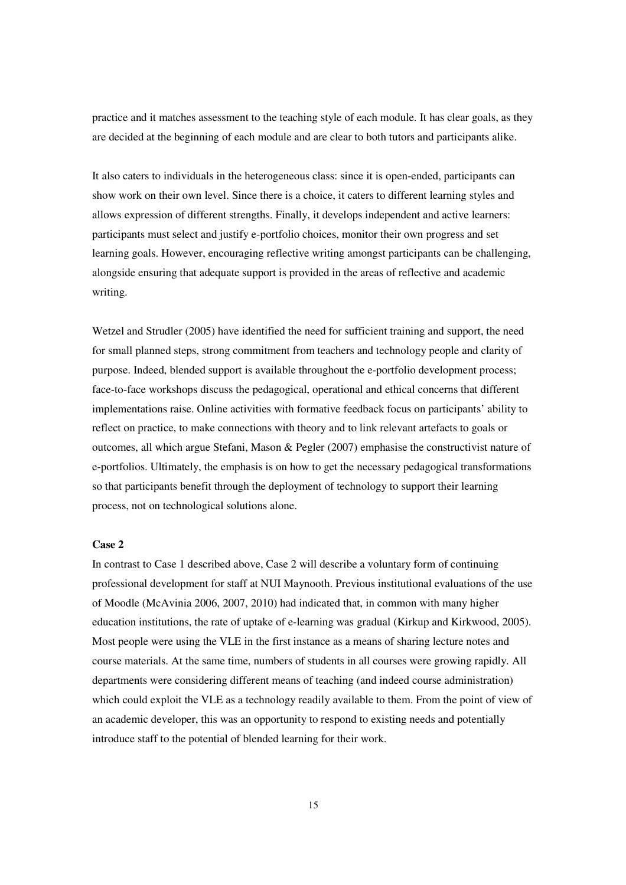practice and it matches assessment to the teaching style of each module. It has clear goals, as they are decided at the beginning of each module and are clear to both tutors and participants alike.

It also caters to individuals in the heterogeneous class: since it is open-ended, participants can show work on their own level. Since there is a choice, it caters to different learning styles and allows expression of different strengths. Finally, it develops independent and active learners: participants must select and justify e-portfolio choices, monitor their own progress and set learning goals. However, encouraging reflective writing amongst participants can be challenging, alongside ensuring that adequate support is provided in the areas of reflective and academic writing.

Wetzel and Strudler (2005) have identified the need for sufficient training and support, the need for small planned steps, strong commitment from teachers and technology people and clarity of purpose. Indeed, blended support is available throughout the e-portfolio development process; face-to-face workshops discuss the pedagogical, operational and ethical concerns that different implementations raise. Online activities with formative feedback focus on participants' ability to reflect on practice, to make connections with theory and to link relevant artefacts to goals or outcomes, all which argue Stefani, Mason & Pegler (2007) emphasise the constructivist nature of e-portfolios. Ultimately, the emphasis is on how to get the necessary pedagogical transformations so that participants benefit through the deployment of technology to support their learning process, not on technological solutions alone.

**Case 2**

In contrast to Case 1 described above, Case 2 will describe a voluntary form of continuing professional development for staff at NUI Maynooth. Previous institutional evaluations of the use of Moodle (McAvinia 2006, 2007, 2010) had indicated that, in common with many higher education institutions, the rate of uptake of e-learning was gradual (Kirkup and Kirkwood, 2005). Most people were using the VLE in the first instance as a means of sharing lecture notes and course materials. At the same time, numbers of students in all courses were growing rapidly. All departments were considering different means of teaching (and indeed course administration) which could exploit the VLE as a technology readily available to them. From the point of view of an academic developer, this was an opportunity to respond to existing needs and potentially introduce staff to the potential of blended learning for their work.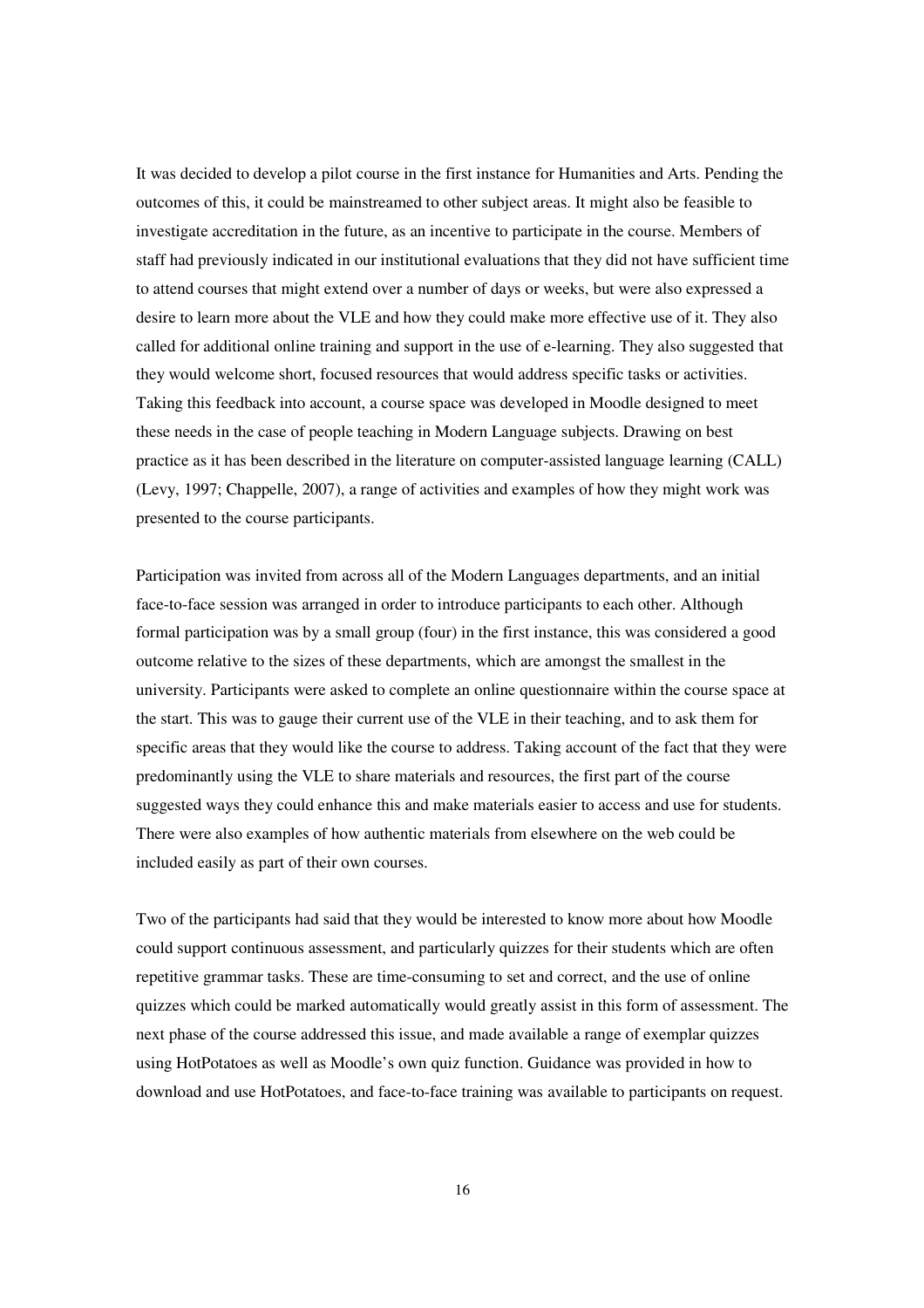It was decided to develop a pilot course in the first instance for Humanities and Arts. Pending the outcomes of this, it could be mainstreamed to other subject areas. It might also be feasible to investigate accreditation in the future, as an incentive to participate in the course. Members of staff had previously indicated in our institutional evaluations that they did not have sufficient time to attend courses that might extend over a number of days or weeks, but were also expressed a desire to learn more about the VLE and how they could make more effective use of it. They also called for additional online training and support in the use of e-learning. They also suggested that they would welcome short, focused resources that would address specific tasks or activities. Taking this feedback into account, a course space was developed in Moodle designed to meet these needs in the case of people teaching in Modern Language subjects. Drawing on best practice as it has been described in the literature on computer-assisted language learning (CALL) (Levy, 1997; Chappelle, 2007), a range of activities and examples of how they might work was presented to the course participants.

Participation was invited from across all of the Modern Languages departments, and an initial face-to-face session was arranged in order to introduce participants to each other. Although formal participation was by a small group (four) in the first instance, this was considered a good outcome relative to the sizes of these departments, which are amongst the smallest in the university. Participants were asked to complete an online questionnaire within the course space at the start. This was to gauge their current use of the VLE in their teaching, and to ask them for specific areas that they would like the course to address. Taking account of the fact that they were predominantly using the VLE to share materials and resources, the first part of the course suggested ways they could enhance this and make materials easier to access and use for students. There were also examples of how authentic materials from elsewhere on the web could be included easily as part of their own courses.

Two of the participants had said that they would be interested to know more about how Moodle could support continuous assessment, and particularly quizzes for their students which are often repetitive grammar tasks. These are time-consuming to set and correct, and the use of online quizzes which could be marked automatically would greatly assist in this form of assessment. The next phase of the course addressed this issue, and made available a range of exemplar quizzes using HotPotatoes as well as Moodle's own quiz function. Guidance was provided in how to download and use HotPotatoes, and face-to-face training was available to participants on request.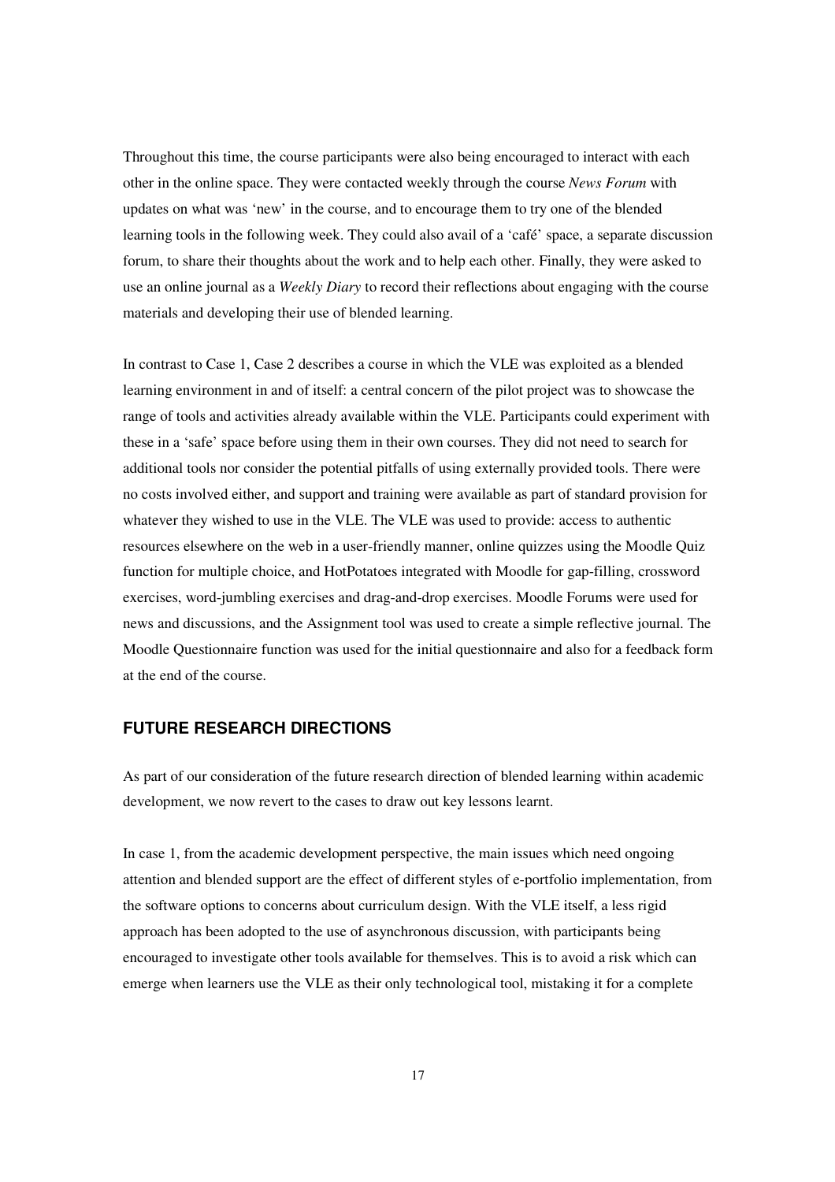Throughout this time, the course participants were also being encouraged to interact with each other in the online space. They were contacted weekly through the course *News Forum* with updates on what was 'new' in the course, and to encourage them to try one of the blended learning tools in the following week. They could also avail of a 'café' space, a separate discussion forum, to share their thoughts about the work and to help each other. Finally, they were asked to use an online journal as a *Weekly Diary* to record their reflections about engaging with the course materials and developing their use of blended learning.

In contrast to Case 1, Case 2 describes a course in which the VLE was exploited as a blended learning environment in and of itself: a central concern of the pilot project was to showcase the range of tools and activities already available within the VLE. Participants could experiment with these in a 'safe' space before using them in their own courses. They did not need to search for additional tools nor consider the potential pitfalls of using externally provided tools. There were no costs involved either, and support and training were available as part of standard provision for whatever they wished to use in the VLE. The VLE was used to provide: access to authentic resources elsewhere on the web in a user-friendly manner, online quizzes using the Moodle Quiz function for multiple choice, and HotPotatoes integrated with Moodle for gap-filling, crossword exercises, word-jumbling exercises and drag-and-drop exercises. Moodle Forums were used for news and discussions, and the Assignment tool was used to create a simple reflective journal. The Moodle Questionnaire function was used for the initial questionnaire and also for a feedback form at the end of the course.

## FUTURE RESEARCH DIRECTIONS

As part of our consideration of the future research direction of blended learning within academic development, we now revert to the cases to draw out key lessons learnt.

In case 1, from the academic development perspective, the main issues which need ongoing attention and blended support are the effect of different styles of e-portfolio implementation, from the software options to concerns about curriculum design. With the VLE itself, a less rigid approach has been adopted to the use of asynchronous discussion, with participants being encouraged to investigate other tools available for themselves. This is to avoid a risk which can emerge when learners use the VLE as their only technological tool, mistaking it for a complete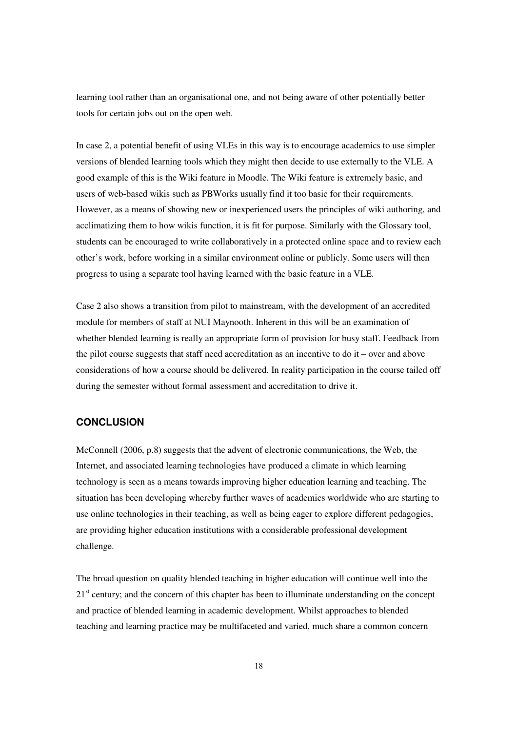learning tool rather than an organisational one, and not being aware of other potentially better tools for certain jobs out on the open web.

In case 2, a potential benefit of using VLEs in this way is to encourage academics to use simpler versions of blended learning tools which they might then decide to use externally to the VLE. A good example of this is the Wiki feature in Moodle. The Wiki feature is extremely basic, and users of web-based wikis such as PBWorks usually find it too basic for their requirements. However, as a means of showing new or inexperienced users the principles of wiki authoring, and acclimatizing them to how wikis function, it is fit for purpose. Similarly with the Glossary tool, students can be encouraged to write collaboratively in a protected online space and to review each other's work, before working in a similar environment online or publicly. Some users will then progress to using a separate tool having learned with the basic feature in a VLE.

Case 2 also shows a transition from pilot to mainstream, with the development of an accredited module for members of staff at NUI Maynooth. Inherent in this will be an examination of whether blended learning is really an appropriate form of provision for busy staff. Feedback from the pilot course suggests that staff need accreditation as an incentive to do it – over and above considerations of how a course should be delivered. In reality participation in the course tailed off during the semester without formal assessment and accreditation to drive it.

## CONCLUSION

McConnell (2006, p.8) suggests that the advent of electronic communications, the Web, the Internet, and associated learning technologies have produced a climate in which learning technology is seen as a means towards improving higher education learning and teaching. The situation has been developing whereby further waves of academics worldwide who are starting to use online technologies in their teaching, as well as being eager to explore different pedagogies, are providing higher education institutions with a considerable professional development challenge.

The broad question on quality blended teaching in higher education will continue well into the 21st century; and the concern of this chapter has been to illuminate understanding on the concept and practice of blended learning in academic development. Whilst approaches to blended teaching and learning practice may be multifaceted and varied, much share a common concern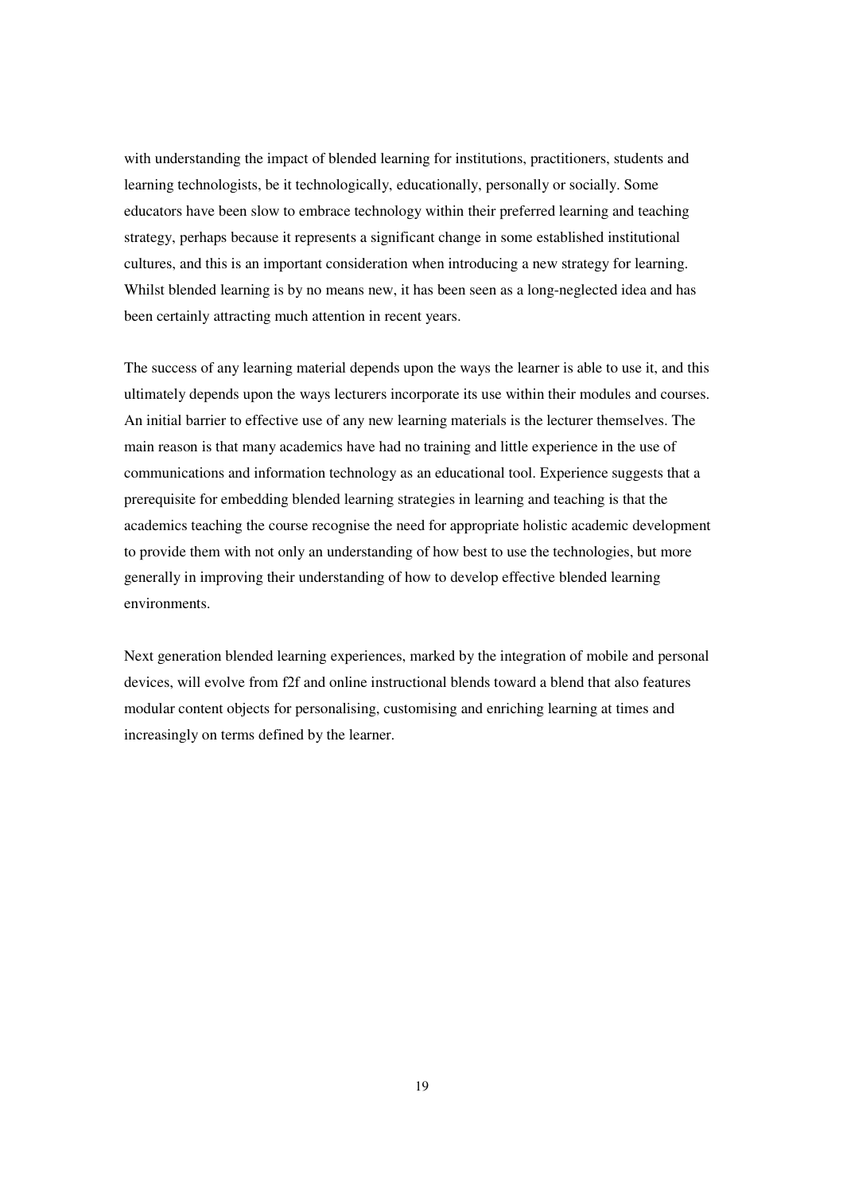with understanding the impact of blended learning for institutions, practitioners, students and learning technologists, be it technologically, educationally, personally or socially. Some educators have been slow to embrace technology within their preferred learning and teaching strategy, perhaps because it represents a significant change in some established institutional cultures, and this is an important consideration when introducing a new strategy for learning. Whilst blended learning is by no means new, it has been seen as a long-neglected idea and has been certainly attracting much attention in recent years.

The success of any learning material depends upon the ways the learner is able to use it, and this ultimately depends upon the ways lecturers incorporate its use within their modules and courses. An initial barrier to effective use of any new learning materials is the lecturer themselves. The main reason is that many academics have had no training and little experience in the use of communications and information technology as an educational tool. Experience suggests that a prerequisite for embedding blended learning strategies in learning and teaching is that the academics teaching the course recognise the need for appropriate holistic academic development to provide them with not only an understanding of how best to use the technologies, but more generally in improving their understanding of how to develop effective blended learning environments.

Next generation blended learning experiences, marked by the integration of mobile and personal devices, will evolve from f2f and online instructional blends toward a blend that also features modular content objects for personalising, customising and enriching learning at times and increasingly on terms defined by the learner.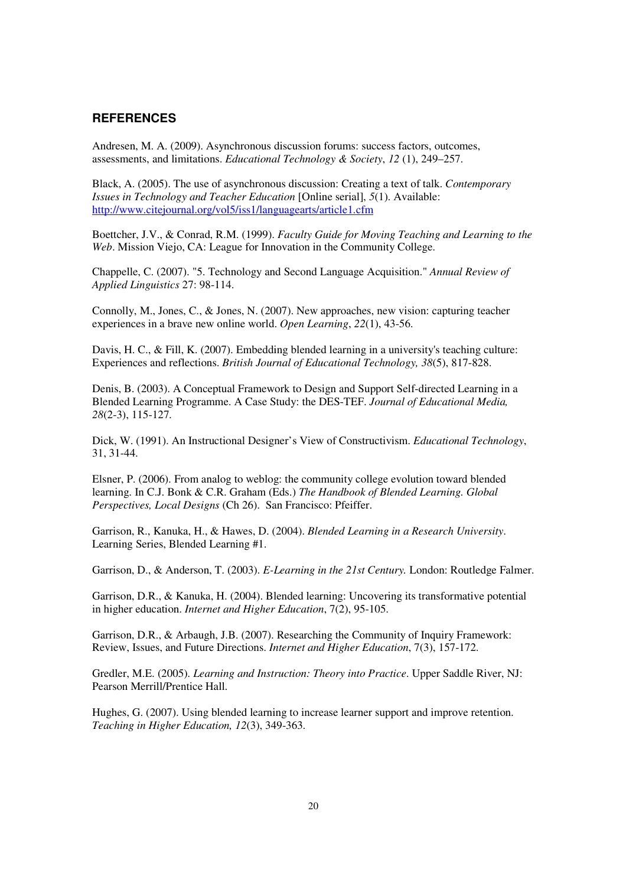## REFERENCES

Andresen, M. A. (2009). Asynchronous discussion forums: success factors, outcomes, assessments, and limitations. *Educational Technology & Society*, *12* (1), 249–257.

Black, A. (2005). The use of asynchronous discussion: Creating a text of talk. *Contemporary Issues in Technology and Teacher Education* [Online serial], *5*(1). Available: http://www.citejournal.org/vol5/iss1/languagearts/article1.cfm

Boettcher, J.V., & Conrad, R.M. (1999). *Faculty Guide for Moving Teaching and Learning to the Web*. Mission Viejo, CA: League for Innovation in the Community College.

Chappelle, C. (2007). "5. Technology and Second Language Acquisition." *Annual Review of Applied Linguistics* 27: 98-114.

Connolly, M., Jones, C., & Jones, N. (2007). New approaches, new vision: capturing teacher experiences in a brave new online world. *Open Learning*, *22*(1), 43-56.

Davis, H. C., & Fill, K. (2007). Embedding blended learning in a university's teaching culture: Experiences and reflections. *British Journal of Educational Technology, 38*(5), 817-828.

Denis, B. (2003). A Conceptual Framework to Design and Support Self-directed Learning in a Blended Learning Programme. A Case Study: the DES-TEF. *Journal of Educational Media, 28*(2-3), 115-127.

Dick, W. (1991). An Instructional Designer's View of Constructivism. *Educational Technology*, 31, 31-44.

Elsner, P. (2006). From analog to weblog: the community college evolution toward blended learning. In C.J. Bonk & C.R. Graham (Eds.) *The Handbook of Blended Learning. Global Perspectives, Local Designs* (Ch 26). San Francisco: Pfeiffer.

Garrison, R., Kanuka, H., & Hawes, D. (2004). *Blended Learning in a Research University*. Learning Series, Blended Learning #1.

Garrison, D., & Anderson, T. (2003). *E-Learning in the 21st Century.* London: Routledge Falmer.

Garrison, D.R., & Kanuka, H. (2004). Blended learning: Uncovering its transformative potential in higher education. *Internet and Higher Education*, 7(2), 95-105.

Garrison, D.R., & Arbaugh, J.B. (2007). Researching the Community of Inquiry Framework: Review, Issues, and Future Directions. *Internet and Higher Education*, 7(3), 157-172.

Gredler, M.E. (2005). *Learning and Instruction: Theory into Practice*. Upper Saddle River, NJ: Pearson Merrill/Prentice Hall.

Hughes, G. (2007). Using blended learning to increase learner support and improve retention. *Teaching in Higher Education, 12*(3), 349-363.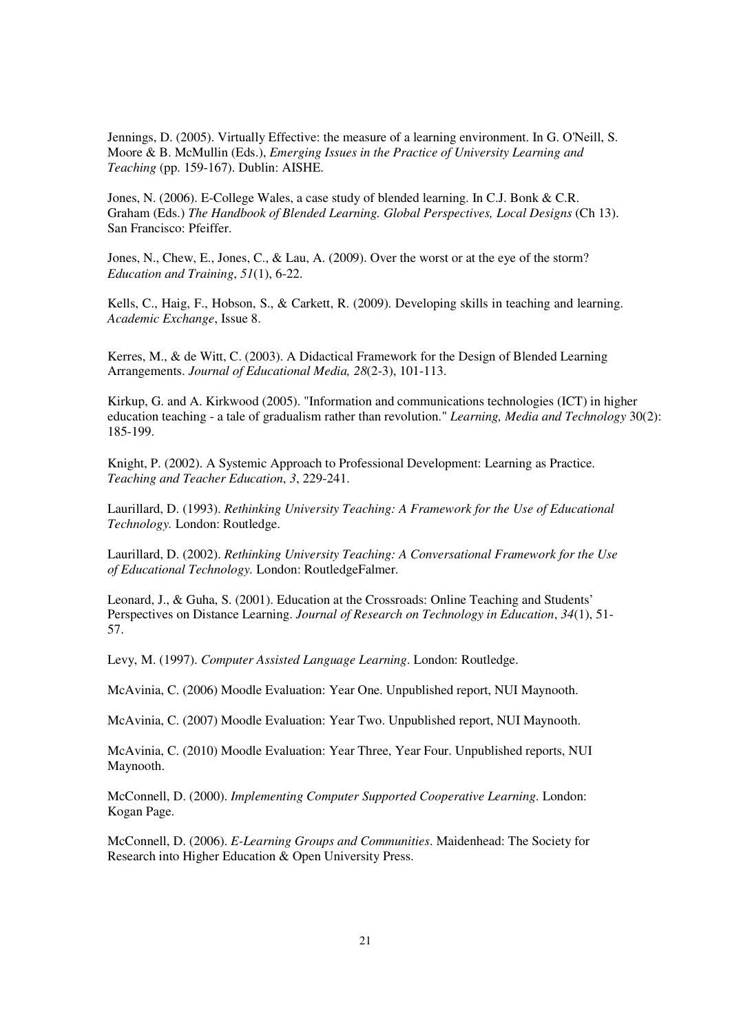Jennings, D. (2005). Virtually Effective: the measure of a learning environment. In G. O'Neill, S. Moore & B. McMullin (Eds.), *Emerging Issues in the Practice of University Learning and Teaching* (pp. 159-167). Dublin: AISHE.

Jones, N. (2006). E-College Wales, a case study of blended learning. In C.J. Bonk & C.R. Graham (Eds.) *The Handbook of Blended Learning. Global Perspectives, Local Designs* (Ch 13). San Francisco: Pfeiffer.

Jones, N., Chew, E., Jones, C., & Lau, A. (2009). Over the worst or at the eye of the storm? *Education and Training*, *51*(1), 6-22.

Kells, C., Haig, F., Hobson, S., & Carkett, R. (2009). Developing skills in teaching and learning. *Academic Exchange*, Issue 8.

Kerres, M., & de Witt, C. (2003). A Didactical Framework for the Design of Blended Learning Arrangements. *Journal of Educational Media, 28*(2-3), 101-113.

Kirkup, G. and A. Kirkwood (2005). "Information and communications technologies (ICT) in higher education teaching - a tale of gradualism rather than revolution." *Learning, Media and Technology* 30(2): 185-199.

Knight, P. (2002). A Systemic Approach to Professional Development: Learning as Practice. *Teaching and Teacher Education*, *3*, 229-241.

Laurillard, D. (1993). *Rethinking University Teaching: A Framework for the Use of Educational Technology.* London: Routledge.

Laurillard, D. (2002). *Rethinking University Teaching: A Conversational Framework for the Use of Educational Technology.* London: RoutledgeFalmer.

Leonard, J., & Guha, S. (2001). Education at the Crossroads: Online Teaching and Students' Perspectives on Distance Learning. *Journal of Research on Technology in Education*, *34*(1), 51-57.

Levy, M. (1997). *Computer Assisted Language Learning*. London: Routledge.

McAvinia, C. (2006) Moodle Evaluation: Year One. Unpublished report, NUI Maynooth.

McAvinia, C. (2007) Moodle Evaluation: Year Two. Unpublished report, NUI Maynooth.

McAvinia, C. (2010) Moodle Evaluation: Year Three, Year Four. Unpublished reports, NUI Maynooth.

McConnell, D. (2000). *Implementing Computer Supported Cooperative Learning*. London: Kogan Page.

McConnell, D. (2006). *E-Learning Groups and Communities*. Maidenhead: The Society for Research into Higher Education & Open University Press.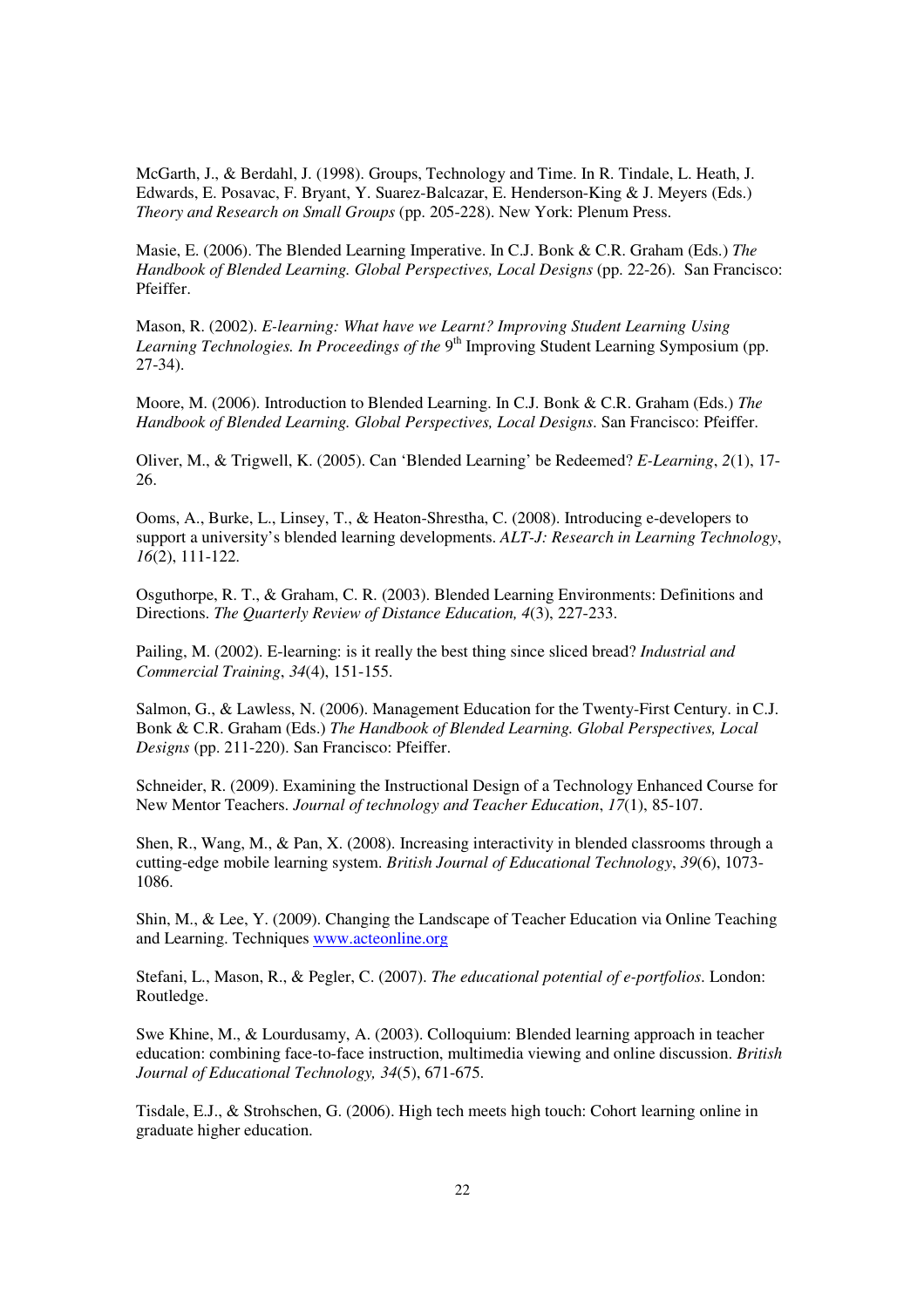McGarth, J., & Berdahl, J. (1998). Groups, Technology and Time. In R. Tindale, L. Heath, J. Edwards, E. Posavac, F. Bryant, Y. Suarez-Balcazar, E. Henderson-King & J. Meyers (Eds.) *Theory and Research on Small Groups* (pp. 205-228). New York: Plenum Press.

Masie, E. (2006). The Blended Learning Imperative. In C.J. Bonk & C.R. Graham (Eds.) *The Handbook of Blended Learning. Global Perspectives, Local Designs* (pp. 22-26). San Francisco: Pfeiffer.

Mason, R. (2002). *E-learning: What have we Learnt? Improving Student Learning Using Learning Technologies. In Proceedings of the* 9th Improving Student Learning Symposium (pp. 27-34).

Moore, M. (2006). Introduction to Blended Learning. In C.J. Bonk & C.R. Graham (Eds.) *The Handbook of Blended Learning. Global Perspectives, Local Designs*. San Francisco: Pfeiffer.

Oliver, M., & Trigwell, K. (2005). Can 'Blended Learning' be Redeemed? *E-Learning*, *2*(1), 17-26.

Ooms, A., Burke, L., Linsey, T., & Heaton-Shrestha, C. (2008). Introducing e-developers to support a university's blended learning developments. *ALT-J: Research in Learning Technology*, *16*(2), 111-122.

Osguthorpe, R. T., & Graham, C. R. (2003). Blended Learning Environments: Definitions and Directions. *The Quarterly Review of Distance Education, 4*(3), 227-233.

Pailing, M. (2002). E-learning: is it really the best thing since sliced bread? *Industrial and Commercial Training*, *34*(4), 151-155.

Salmon, G., & Lawless, N. (2006). Management Education for the Twenty-First Century. in C.J. Bonk & C.R. Graham (Eds.) *The Handbook of Blended Learning. Global Perspectives, Local Designs* (pp. 211-220). San Francisco: Pfeiffer.

Schneider, R. (2009). Examining the Instructional Design of a Technology Enhanced Course for New Mentor Teachers. *Journal of technology and Teacher Education*, *17*(1), 85-107.

Shen, R., Wang, M., & Pan, X. (2008). Increasing interactivity in blended classrooms through a cutting-edge mobile learning system. *British Journal of Educational Technology*, *39*(6), 1073-1086.

Shin, M., & Lee, Y. (2009). Changing the Landscape of Teacher Education via Online Teaching and Learning. Techniques [www.acteonline.org](http://www.acteonline.org)

Stefani, L., Mason, R., & Pegler, C. (2007). *The educational potential of e-portfolios*. London: Routledge.

Swe Khine, M., & Lourdusamy, A. (2003). Colloquium: Blended learning approach in teacher education: combining face-to-face instruction, multimedia viewing and online discussion. *British Journal of Educational Technology, 34*(5), 671-675.

Tisdale, E.J., & Strohschen, G. (2006). High tech meets high touch: Cohort learning online in graduate higher education.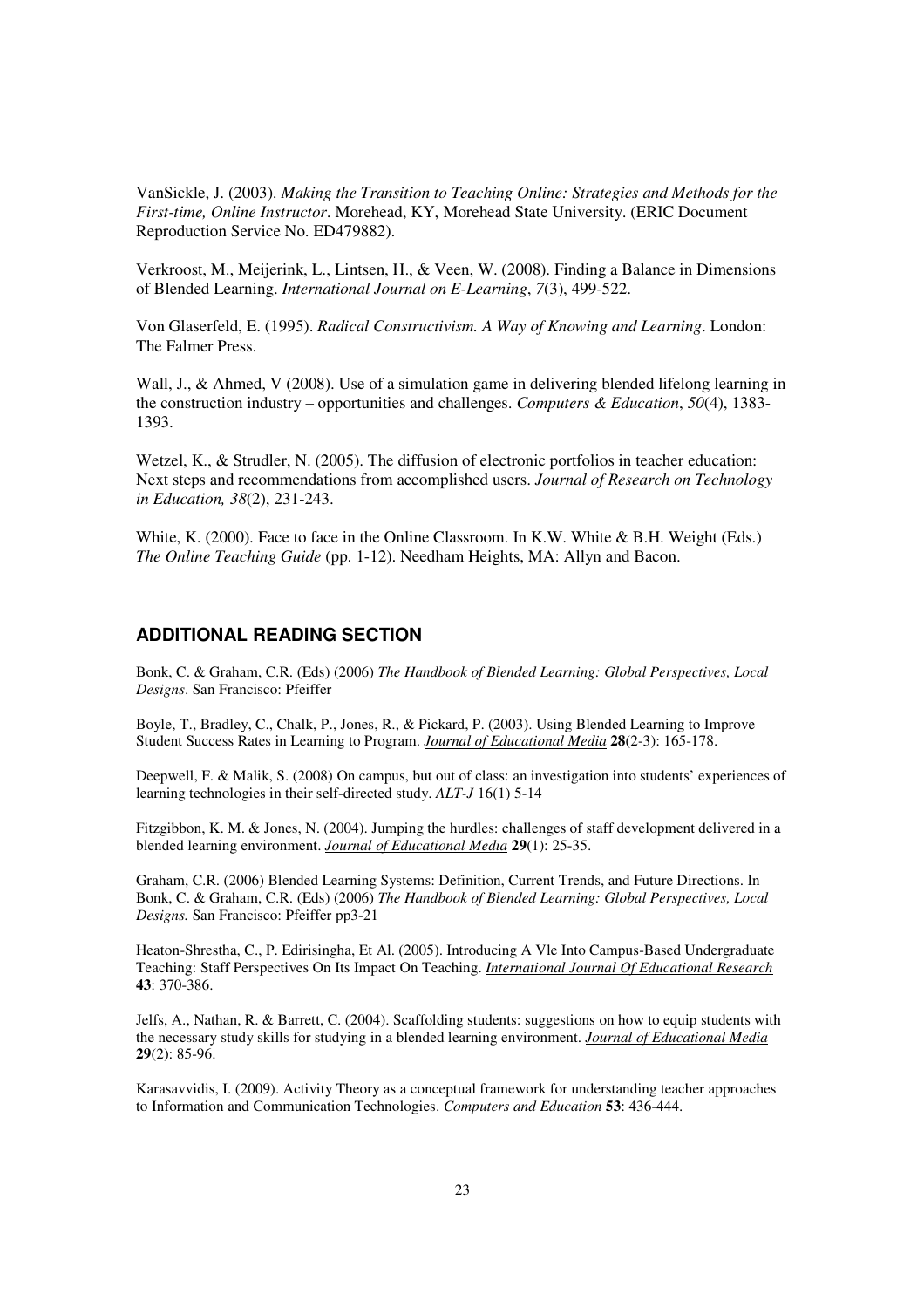VanSickle, J. (2003). *Making the Transition to Teaching Online: Strategies and Methods for the First-time, Online Instructor*. Morehead, KY, Morehead State University. (ERIC Document Reproduction Service No. ED479882).

Verkroost, M., Meijerink, L., Lintsen, H., & Veen, W. (2008). Finding a Balance in Dimensions of Blended Learning. *International Journal on E-Learning*, *7*(3), 499-522.

Von Glaserfeld, E. (1995). *Radical Constructivism. A Way of Knowing and Learning*. London: The Falmer Press.

Wall, J., & Ahmed, V (2008). Use of a simulation game in delivering blended lifelong learning in the construction industry – opportunities and challenges. *Computers & Education*, *50*(4), 1383-1393.

Wetzel, K., & Strudler, N. (2005). The diffusion of electronic portfolios in teacher education: Next steps and recommendations from accomplished users. *Journal of Research on Technology in Education, 38*(2), 231-243.

White, K. (2000). Face to face in the Online Classroom. In K.W. White & B.H. Weight (Eds.) *The Online Teaching Guide* (pp. 1-12). Needham Heights, MA: Allyn and Bacon.

## ADDITIONAL READING SECTION

Bonk, C. & Graham, C.R. (Eds) (2006) *The Handbook of Blended Learning: Global Perspectives, Local Designs*. San Francisco: Pfeiffer

Boyle, T., Bradley, C., Chalk, P., Jones, R., & Pickard, P. (2003). Using Blended Learning to Improve Student Success Rates in Learning to Program. *Journal of Educational Media* **28**(2-3): 165-178.

Deepwell, F. & Malik, S. (2008) On campus, but out of class: an investigation into students' experiences of learning technologies in their self-directed study. *ALT-J* 16(1) 5-14

Fitzgibbon, K. M. & Jones, N. (2004). Jumping the hurdles: challenges of staff development delivered in a blended learning environment. *Journal of Educational Media* **29**(1): 25-35.

Graham, C.R. (2006) Blended Learning Systems: Definition, Current Trends, and Future Directions. In Bonk, C. & Graham, C.R. (Eds) (2006) *The Handbook of Blended Learning: Global Perspectives, Local Designs.* San Francisco: Pfeiffer pp3-21

Heaton-Shrestha, C., P. Edirisingha, Et Al. (2005). Introducing A Vle Into Campus-Based Undergraduate Teaching: Staff Perspectives On Its Impact On Teaching. *International Journal Of Educational Research* **43**: 370-386.

Jelfs, A., Nathan, R. & Barrett, C. (2004). Scaffolding students: suggestions on how to equip students with the necessary study skills for studying in a blended learning environment. *Journal of Educational Media* **29**(2): 85-96.

Karasavvidis, I. (2009). Activity Theory as a conceptual framework for understanding teacher approaches to Information and Communication Technologies. *Computers and Education* **53**: 436-444.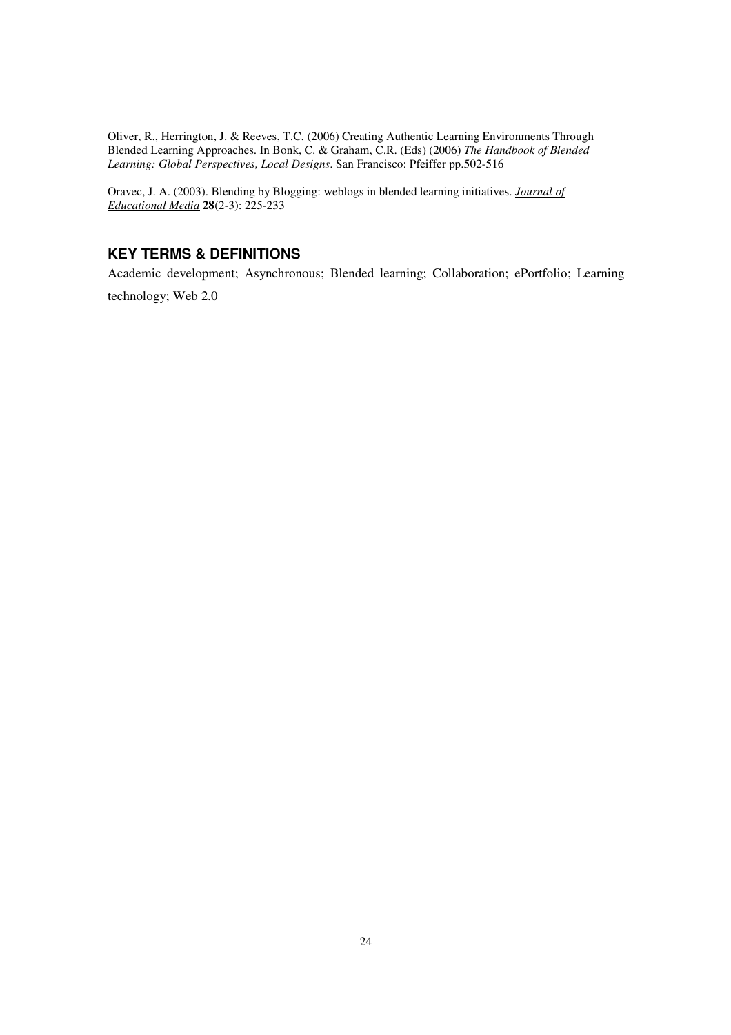Oliver, R., Herrington, J. & Reeves, T.C. (2006) Creating Authentic Learning Environments Through Blended Learning Approaches. In Bonk, C. & Graham, C.R. (Eds) (2006) *The Handbook of Blended Learning: Global Perspectives, Local Designs*. San Francisco: Pfeiffer pp.502-516

Oravec, J. A. (2003). Blending by Blogging: weblogs in blended learning initiatives. *Journal of Educational Media* **28**(2-3): 225-233

## KEY TERMS & DEFINITIONS

Academic development; Asynchronous; Blended learning; Collaboration; ePortfolio; Learning technology; Web 2.0